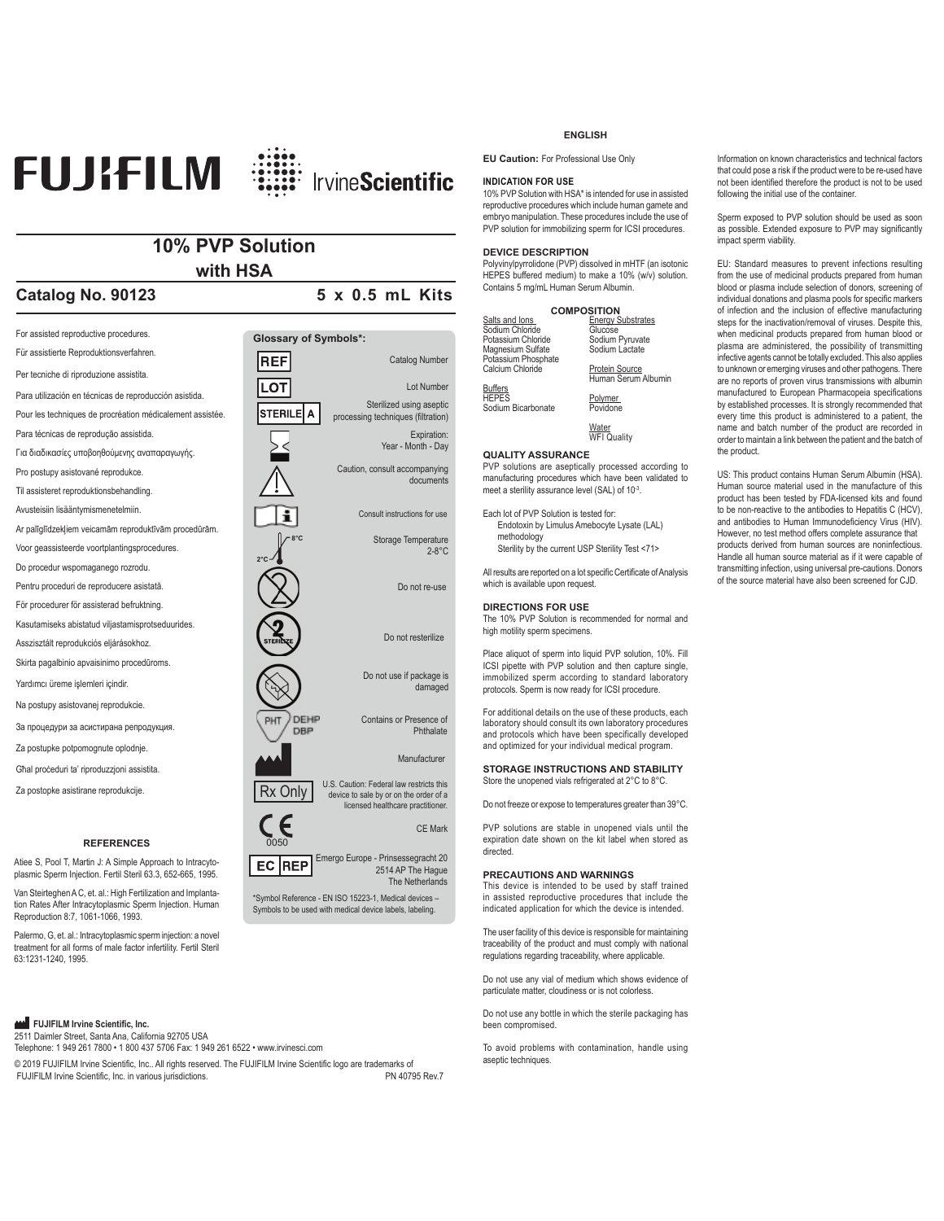FUJIFILM IrvineScientific

# 10% PVP Solution
## with HSA

**Catalog No. 90123** **5 x 0.5 mL Kits**

For assisted reproductive procedures.

Für assistierte Reproduktionsverfahren.

Per tecniche di riproduzione assistita.

Para utilización en técnicas de reproducción asistida.

Pour les techniques de procréation médicalement assistée.

Para técnicas de reprodução assistida.

Για διαδικασίες υποβοηθούμενης αναπαραγωγής.

Pro postupy asistované reprodukce.

Til assisteret reproduktionsbehandling.

Avusteisiin lisääntymismenetelmiin.

Ar palīglīdzekļiem veicamām reproduktīvām procedūrām.

Voor geassisteerde voortplantingsprocedures.

Do procedur wspomaganego rozrodu.

Pentru proceduri de reproducere asistată.

För procedurer för assisterad befruktning.

Kasutamiseks abistatud viljastamisprotseduurides.

Asszisztált reprodukciós eljárásokhoz.

Skirta pagalbinio apvaisinimo procedūroms.

Yardımcı üreme işlemleri içindir.

Na postupy asistovanej reprodukcie.

За процедури за асистирана репродукция.

Za postupke potpomognute oplodnje.

Għal proċeduri ta' riproduzzjoni assistita.

Za postopke asistirane reprodukcije.

**Glossary of Symbols\*:**

| Symbol | Meaning |
|---|---|
| REF | Catalog Number |
| LOT | Lot Number |
| STERILE A | Sterilized using aseptic processing techniques (filtration) |
| | Expiration: Year - Month - Day |
| | Caution, consult accompanying documents |
| | Consult instructions for use |
| 2°C – 8°C | Storage Temperature 2-8°C |
| | Do not re-use |
| STERILIZE | Do not resterilize |
| | Do not use if package is damaged |
| PHT DEHP DBP | Contains or Presence of Phthalate |
| | Manufacturer |
| Rx Only | U.S. Caution: Federal law restricts this device to sale by or on the order of a licensed healthcare practitioner. |
| CE 0050 | CE Mark |
| EC REP | Emergo Europe - Prinsessegracht 20 2514 AP The Hague The Netherlands |

\*Symbol Reference - EN ISO 15223-1, Medical devices – Symbols to be used with medical device labels, labeling.

### REFERENCES

Atiee S, Pool T, Martin J: A Simple Approach to Intracytoplasmic Sperm Injection. Fertil Steril 63.3, 652-665, 1995.

Van Steirteghen A C, et. al.: High Fertilization and Implantation Rates After Intracytoplasmic Sperm Injection. Human Reproduction 8:7, 1061-1066, 1993.

Palermo, G, et. al.: Intracytoplasmic sperm injection: a novel treatment for all forms of male factor infertility. Fertil Steril 63:1231-1240, 1995.

**FUJIFILM Irvine Scientific, Inc.**
2511 Daimler Street, Santa Ana, California 92705 USA
Telephone: 1 949 261 7800 • 1 800 437 5706 Fax: 1 949 261 6522 • www.irvinesci.com

© 2019 FUJIFILM Irvine Scientific, Inc.. All rights reserved. The FUJIFILM Irvine Scientific logo are trademarks of FUJIFILM Irvine Scientific, Inc. in various jurisdictions. PN 40795 Rev.7

## ENGLISH

**EU Caution:** For Professional Use Only

### INDICATION FOR USE

10% PVP Solution with HSA\* is intended for use in assisted reproductive procedures which include human gamete and embryo manipulation. These procedures include the use of PVP solution for immobilizing sperm for ICSI procedures.

### DEVICE DESCRIPTION

Polyvinylpyrrolidone (PVP) dissolved in mHTF (an isotonic HEPES buffered medium) to make a 10% (w/v) solution. Contains 5 mg/mL Human Serum Albumin.

### COMPOSITION

| Salts and Ions | Energy Substrates |
|---|---|
| Sodium Chloride | Glucose |
| Potassium Chloride | Sodium Pyruvate |
| Magnesium Sulfate | Sodium Lactate |
| Potassium Phosphate | |
| Calcium Chloride | **Protein Source** Human Serum Albumin |
| **Buffers** | |
| HEPES | **Polymer** |
| Sodium Bicarbonate | Povidone |
| | **Water** WFI Quality |

### QUALITY ASSURANCE

PVP solutions are aseptically processed according to manufacturing procedures which have been validated to meet a sterility assurance level (SAL) of $10^{-3}$.

Each lot of PVP Solution is tested for:
- Endotoxin by Limulus Amebocyte Lysate (LAL) methodology
- Sterility by the current USP Sterility Test <71>

All results are reported on a lot specific Certificate of Analysis which is available upon request.

### DIRECTIONS FOR USE

The 10% PVP Solution is recommended for normal and high motility sperm specimens.

Place aliquot of sperm into liquid PVP solution, 10%. Fill ICSI pipette with PVP solution and then capture single, immobilized sperm according to standard laboratory protocols. Sperm is now ready for ICSI procedure.

For additional details on the use of these products, each laboratory should consult its own laboratory procedures and protocols which have been specifically developed and optimized for your individual medical program.

### STORAGE INSTRUCTIONS AND STABILITY

Store the unopened vials refrigerated at 2°C to 8°C.

Do not freeze or expose to temperatures greater than 39°C.

PVP solutions are stable in unopened vials until the expiration date shown on the kit label when stored as directed.

### PRECAUTIONS AND WARNINGS

This device is intended to be used by staff trained in assisted reproductive procedures that include the indicated application for which the device is intended.

The user facility of this device is responsible for maintaining traceability of the product and must comply with national regulations regarding traceability, where applicable.

Do not use any vial of medium which shows evidence of particulate matter, cloudiness or is not colorless.

Do not use any bottle in which the sterile packaging has been compromised.

To avoid problems with contamination, handle using aseptic techniques.

Information on known characteristics and technical factors that could pose a risk if the product were to be re-used have not been identified therefore the product is not to be used following the initial use of the container.

Sperm exposed to PVP solution should be used as soon as possible. Extended exposure to PVP may significantly impact sperm viability.

EU: Standard measures to prevent infections resulting from the use of medicinal products prepared from human blood or plasma include selection of donors, screening of individual donations and plasma pools for specific markers of infection and the inclusion of effective manufacturing steps for the inactivation/removal of viruses. Despite this, when medicinal products prepared from human blood or plasma are administered, the possibility of transmitting infective agents cannot be totally excluded. This also applies to unknown or emerging viruses and other pathogens. There are no reports of proven virus transmissions with albumin manufactured to European Pharmacopeia specifications by established processes. It is strongly recommended that every time this product is administered to a patient, the name and batch number of the product are recorded in order to maintain a link between the patient and the batch of the product.

US: This product contains Human Serum Albumin (HSA). Human source material used in the manufacture of this product has been tested by FDA-licensed kits and found to be non-reactive to the antibodies to Hepatitis C (HCV), and antibodies to Human Immunodeficiency Virus (HIV). However, no test method offers complete assurance that products derived from human sources are noninfectious. Handle all human source material as if it were capable of transmitting infection, using universal pre-cautions. Donors of the source material have also been screened for CJD.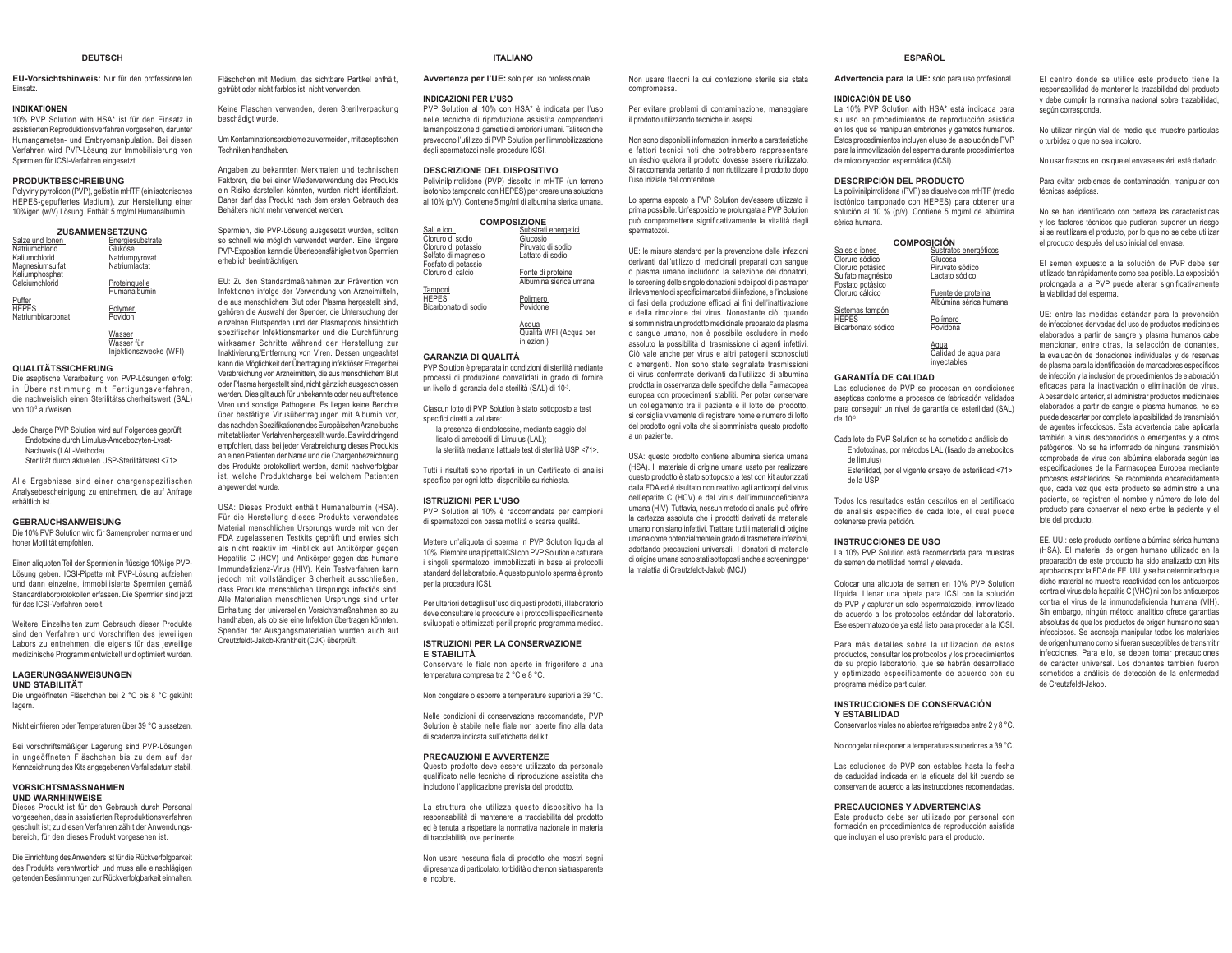# DEUTSCH

**EU-Vorsichtshinweis:** Nur für den professionellen Einsatz.

## INDIKATIONEN

10% PVP Solution with HSA* ist für den Einsatz in assistierten Reproduktionsverfahren vorgesehen, darunter Humangameten- und Embryomanipulation. Bei diesen Verfahren wird PVP-Lösung zur Immobilisierung von Spermien für ICSI-Verfahren eingesetzt.

## PRODUKTBESCHREIBUNG

Polyvinylpyrrolidon (PVP), gelöst in mHTF (ein isotonisches HEPES-gepuffertes Medium), zur Herstellung einer 10%igen (w/V) Lösung. Enthält 5 mg/ml Humanalbumin.

## ZUSAMMENSETZUNG

| Salze und Ionen | Energiesubstrate |
|---|---|
| Natriumchlorid | Glukose |
| Kaliumchlorid | Natriumpyrovat |
| Magnesiumsulfat | Natriumlactat |
| Kaliumphosphat | |
| Calciumchlorid | **Proteinquelle** |
| | Humanalbumin |
| **Puffer** | |
| HEPES | **Polymer** |
| Natriumbicarbonat | Povidon |
| | **Wasser** |
| | Wasser für Injektionszwecke (WFI) |

## QUALITÄTSSICHERUNG

Die aseptische Verarbeitung von PVP-Lösungen erfolgt in Übereinstimmung mit Fertigungsverfahren, die nachweislich einen Sterilitätssicherheitswert (SAL) von $10^{-3}$ aufweisen.

Jede Charge PVP Solution wird auf Folgendes geprüft:
- Endotoxine durch Limulus-Amoebozyten-Lysat-Nachweis (LAL-Methode)
- Sterilität durch aktuellen USP-Sterilitätstest <71>

Alle Ergebnisse sind einer chargenspezifischen Analysebescheinigung zu entnehmen, die auf Anfrage erhältlich ist.

## GEBRAUCHSANWEISUNG

Die 10% PVP Solution wird für Samenproben normaler und hoher Motilität empfohlen.

Einen aliquoten Teil der Spermien in flüssige 10%ige PVP-Lösung geben. ICSI-Pipette mit PVP-Lösung aufziehen und dann einzelne, immobilisierte Spermien gemäß Standardlaborprotokollen erfassen. Die Spermien sind jetzt für das ICSI-Verfahren bereit.

Weitere Einzelheiten zum Gebrauch dieser Produkte sind den Verfahren und Vorschriften des jeweiligen Labors zu entnehmen, die eigens für das jeweilige medizinische Programm entwickelt und optimiert wurden.

## LAGERUNGSANWEISUNGEN UND STABILITÄT

Die ungeöffneten Fläschchen bei 2 °C bis 8 °C gekühlt lagern.

Nicht einfrieren oder Temperaturen über 39 °C aussetzen.

Bei vorschriftsmäßiger Lagerung sind PVP-Lösungen in ungeöffneten Fläschchen bis zu dem auf der Kennzeichnung des Kits angegebenen Verfallsdatum stabil.

## VORSICHTSMASSNAHMEN UND WARNHINWEISE

Dieses Produkt ist für den Gebrauch durch Personal vorgesehen, das in assistierten Reproduktionsverfahren geschult ist; zu diesen Verfahren zählt der Anwendungsbereich, für den dieses Produkt vorgesehen ist.

Die Einrichtung des Anwenders ist für die Rückverfolgbarkeit des Produkts verantwortlich und muss alle einschlägigen geltenden Bestimmungen zur Rückverfolgbarkeit einhalten.

Fläschchen mit Medium, das sichtbare Partikel enthält, getrübt oder nicht farblos ist, nicht verwenden.

Keine Flaschen verwenden, deren Sterilverpackung beschädigt wurde.

Um Kontaminationsprobleme zu vermeiden, mit aseptischen Techniken handhaben.

Angaben zu bekannten Merkmalen und technischen Faktoren, die bei einer Wiederverwendung des Produkts ein Risiko darstellen könnten, wurden nicht identifiziert. Daher darf das Produkt nach dem ersten Gebrauch des Behälters nicht mehr verwendet werden.

Spermien, die PVP-Lösung ausgesetzt wurden, sollten so schnell wie möglich verwendet werden. Eine längere PVP-Exposition kann die Überlebensfähigkeit von Spermien erheblich beeinträchtigen.

EU: Zu den Standardmaßnahmen zur Prävention von Infektionen infolge der Verwendung von Arzneimitteln, die aus menschlichem Blut oder Plasma hergestellt sind, gehören die Auswahl der Spender, die Untersuchung der einzelnen Blutspenden und der Plasmapools hinsichtlich spezifischer Infektionsmarker und die Durchführung wirksamer Schritte während der Herstellung zur Inaktivierung/Entfernung von Viren. Dessen ungeachtet kann die Möglichkeit der Übertragung infektiöser Erreger bei Verabreichung von Arzneimitteln, die aus menschlichem Blut oder Plasma hergestellt sind, nicht gänzlich ausgeschlossen werden. Dies gilt auch für unbekannte oder neu auftretende Viren und sonstige Pathogene. Es liegen keine Berichte über bestätigte Virusübertragungen mit Albumin vor, das nach den Spezifikationen des Europäischen Arzneibuchs mit etablierten Verfahren hergestellt wurde. Es wird dringend empfohlen, dass bei jeder Verabreichung dieses Produkts an einen Patienten der Name und die Chargenbezeichnung des Produkts protokolliert werden, damit nachverfolgbar ist, welche Produktcharge bei welchem Patienten angewendet wurde.

USA: Dieses Produkt enthält Humanalbumin (HSA). Für die Herstellung dieses Produkts verwendetes Material menschlichen Ursprungs wurde mit von der FDA zugelassenen Testkits geprüft und erwies sich als nicht reaktiv im Hinblick auf Antikörper gegen Hepatitis C (HCV) und Antikörper gegen das humane Immundefizienz-Virus (HIV). Kein Testverfahren kann jedoch mit vollständiger Sicherheit ausschließen, dass Produkte menschlichen Ursprungs infektiös sind. Alle Materialien menschlichen Ursprungs sind unter Einhaltung der universellen Vorsichtsmaßnahmen so zu handhaben, als ob sie eine Infektion übertragen könnten. Spender der Ausgangsmaterialien wurden auch auf Creutzfeldt-Jakob-Krankheit (CJK) überprüft.

# ITALIANO

**Avvertenza per l'UE:** solo per uso professionale.

## INDICAZIONI PER L'USO

PVP Solution al 10% con HSA* è indicata per l'uso nelle tecniche di riproduzione assistita comprendenti la manipolazione di gameti e di embrioni umani. Tali tecniche prevedono l'utilizzo di PVP Solution per l'immobilizzazione degli spermatozoi nelle procedure ICSI.

## DESCRIZIONE DEL DISPOSITIVO

Polivinilpirrolidone (PVP) dissolto in mHTF (un terreno isotonico tamponato con HEPES) per creare una soluzione al 10% (p/V). Contiene 5 mg/ml di albumina sierica umana.

## COMPOSIZIONE

| Sali e ioni | Substrati energetici |
|---|---|
| Cloruro di sodio | Glucosio |
| Cloruro di potassio | Piruvato di sodio |
| Solfato di magnesio | Lattato di sodio |
| Fosfato di potassio | |
| Cloruro di calcio | **Fonte di proteine** |
| | Albumina sierica umana |
| **Tamponi** | |
| HEPES | **Polimero** |
| Bicarbonato di sodio | Povidone |
| | **Acqua** |
| | Qualità WFI (Acqua per iniezioni) |

## GARANZIA DI QUALITÀ

PVP Solution è preparata in condizioni di sterilità mediante processi di produzione convalidati in grado di fornire un livello di garanzia della sterilità (SAL) di $10^{-3}$.

Ciascun lotto di PVP Solution è stato sottoposto a test specifici diretti a valutare:
- la presenza di endotossine, mediante saggio del lisato di amebociti di Limulus (LAL);
- la sterilità mediante l'attuale test di sterilità USP <71>.

Tutti i risultati sono riportati in un Certificato di analisi specifico per ogni lotto, disponibile su richiesta.

## ISTRUZIONI PER L'USO

PVP Solution al 10% è raccomandata per campioni di spermatozoi con bassa motilità o scarsa qualità.

Mettere un'aliquota di sperma in PVP Solution liquida al 10%. Riempire una pipetta ICSI con PVP Solution e catturare i singoli spermatozoi immobilizzati in base ai protocolli standard del laboratorio. A questo punto lo sperma è pronto per la procedura ICSI.

Per ulteriori dettagli sull'uso di questi prodotti, il laboratorio deve consultare le procedure e i protocolli specificamente sviluppati e ottimizzati per il proprio programma medico.

## ISTRUZIONI PER LA CONSERVAZIONE E STABILITÀ

Conservare le fiale non aperte in frigorifero a una temperatura compresa tra 2 °C e 8 °C.

Non congelare o esporre a temperature superiori a 39 °C.

Nelle condizioni di conservazione raccomandate, PVP Solution è stabile nelle fiale non aperte fino alla data di scadenza indicata sull'etichetta del kit.

## PRECAUZIONI E AVVERTENZE

Questo prodotto deve essere utilizzato da personale qualificato nelle tecniche di riproduzione assistita che includono l'applicazione prevista del prodotto.

La struttura che utilizza questo dispositivo ha la responsabilità di mantenere la tracciabilità del prodotto ed è tenuta a rispettare la normativa nazionale in materia di tracciabilità, ove pertinente.

Non usare nessuna fiala di prodotto che mostri segni di presenza di particolato, torbidità o che non sia trasparente e incolore.

Non usare flaconi la cui confezione sterile sia stata compromessa.

Per evitare problemi di contaminazione, maneggiare il prodotto utilizzando tecniche in asepsi.

Non sono disponibili informazioni in merito a caratteristiche e fattori tecnici noti che potrebbero rappresentare un rischio qualora il prodotto dovesse essere riutilizzato. Si raccomanda pertanto di non riutilizzare il prodotto dopo l'uso iniziale del contenitore.

Lo sperma esposto a PVP Solution dev'essere utilizzato il prima possibile. Un'esposizione prolungata a PVP Solution può compromettere significativamente la vitalità degli spermatozoi.

UE: le misure standard per la prevenzione delle infezioni derivanti dall'utilizzo di medicinali preparati con sangue o plasma umano includono la selezione dei donatori, lo screening delle singole donazioni e dei pool di plasma per il rilevamento di specifici marcatori di infezione, e l'inclusione di fasi della produzione efficaci ai fini dell'inattivazione e della rimozione dei virus. Nonostante ciò, quando si somministra un prodotto medicinale preparato da plasma o sangue umano, non è possibile escludere in modo assoluto la possibilità di trasmissione di agenti infettivi. Ciò vale anche per virus e altri patogeni sconosciuti o emergenti. Non sono state segnalate trasmissioni di virus confermate derivanti dall'utilizzo di albumina prodotta in osservanza delle specifiche della Farmacopea europea con procedimenti stabiliti. Per poter conservare un collegamento tra il paziente e il lotto del prodotto, si consiglia vivamente di registrare nome e numero di lotto del prodotto ogni volta che si somministra questo prodotto a un paziente.

USA: questo prodotto contiene albumina sierica umana (HSA). Il materiale di origine umana usato per realizzare questo prodotto è stato sottoposto a test con kit autorizzati dalla FDA ed è risultato non reattivo agli anticorpi del virus dell'epatite C (HCV) e del virus dell'immunodeficienza umana (HIV). Tuttavia, nessun metodo di analisi può offrire la certezza assoluta che i prodotti derivati da materiale umano non siano infettivi. Trattare tutti i materiali di origine umana come potenzialmente in grado di trasmettere infezioni, adottando precauzioni universali. I donatori di materiale di origine umana sono stati sottoposti anche a screening per la malattia di Creutzfeldt-Jakob (MCJ).

# ESPAÑOL

**Advertencia para la UE:** solo para uso profesional.

## INDICACIÓN DE USO

La 10% PVP Solution with HSA* está indicada para su uso en procedimientos de reproducción asistida en los que se manipulan embriones y gametos humanos. Estos procedimientos incluyen el uso de la solución de PVP para la inmovilización del esperma durante procedimientos de microinyección espermática (ICSI).

## DESCRIPCIÓN DEL PRODUCTO

La polivinilpirrolidona (PVP) se disuelve con mHTF (medio isotónico tamponado con HEPES) para obtener una solución al 10 % (p/v). Contiene 5 mg/ml de albúmina sérica humana.

## COMPOSICIÓN

| Sales e iones | Sustratos energéticos |
|---|---|
| Cloruro sódico | Glucosa |
| Cloruro potásico | Piruvato sódico |
| Sulfato magnésico | Lactato sódico |
| Fosfato potásico | |
| Cloruro cálcico | **Fuente de proteína** |
| | Albúmina sérica humana |
| **Sistemas tampón** | |
| HEPES | **Polímero** |
| Bicarbonato sódico | Povidona |
| | **Agua** |
| | Calidad de agua para inyectables |

## GARANTÍA DE CALIDAD

Las soluciones de PVP se procesan en condiciones asépticas conforme a procesos de fabricación validados para conseguir un nivel de garantía de esterilidad (SAL) de $10^{-3}$.

Cada lote de PVP Solution se ha sometido a análisis de:
- Endotoxinas, por métodos LAL (lisado de amebocitos de limulus)
- Esterilidad, por el vigente ensayo de esterilidad <71> de la USP

Todos los resultados están descritos en el certificado de análisis específico de cada lote, el cual puede obtenerse previa petición.

## INSTRUCCIONES DE USO

La 10% PVP Solution está recomendada para muestras de semen de motilidad normal y elevada.

Colocar una alícuota de semen en 10% PVP Solution líquida. Llenar una pipeta para ICSI con la solución de PVP y capturar un solo espermatozoide, inmovilizado de acuerdo a los protocolos estándar del laboratorio. Ese espermatozoide ya está listo para proceder a la ICSI.

Para más detalles sobre la utilización de estos productos, consultar los protocolos y los procedimientos de su propio laboratorio, que se habrán desarrollado y optimizado específicamente de acuerdo con su programa médico particular.

## INSTRUCCIONES DE CONSERVACIÓN Y ESTABILIDAD

Conservar los viales no abiertos refrigerados entre 2 y 8 °C.

No congelar ni exponer a temperaturas superiores a 39 °C.

Las soluciones de PVP son estables hasta la fecha de caducidad indicada en la etiqueta del kit cuando se conservan de acuerdo a las instrucciones recomendadas.

## PRECAUCIONES Y ADVERTENCIAS

Este producto debe ser utilizado por personal con formación en procedimientos de reproducción asistida que incluyan el uso previsto para el producto.

El centro donde se utilice este producto tiene la responsabilidad de mantener la trazabilidad del producto y debe cumplir la normativa nacional sobre trazabilidad, según corresponda.

No utilizar ningún vial de medio que muestre partículas o turbidez o que no sea incoloro.

No usar frascos en los que el envase estéril esté dañado.

Para evitar problemas de contaminación, manipular con técnicas asépticas.

No se han identificado con certeza las características y los factores técnicos que pudieran suponer un riesgo si se reutilizara el producto, por lo que no se debe utilizar el producto después del uso inicial del envase.

El semen expuesto a la solución de PVP debe ser utilizado tan rápidamente como sea posible. La exposición prolongada a la PVP puede alterar significativamente la viabilidad del esperma.

UE: entre las medidas estándar para la prevención de infecciones derivadas del uso de productos medicinales elaborados a partir de sangre y plasma humanos cabe mencionar, entre otras, la selección de donantes, la evaluación de donaciones individuales y de reservas de plasma para la identificación de marcadores específicos de infección y la inclusión de procedimientos de elaboración eficaces para la inactivación o eliminación de virus. A pesar de lo anterior, al administrar productos medicinales elaborados a partir de sangre o plasma humanos, no se puede descartar por completo la posibilidad de transmisión de agentes infecciosos. Esta advertencia cabe aplicarla también a virus desconocidos o emergentes y a otros patógenos. No se ha informado de ninguna transmisión comprobada de virus con albúmina elaborada según las especificaciones de la Farmacopea Europea mediante procesos establecidos. Se recomienda encarecidamente que, cada vez que este producto se administre a una paciente, se registren el nombre y número de lote del producto para conservar el nexo entre la paciente y el lote del producto.

EE. UU.: este producto contiene albúmina sérica humana (HSA). El material de origen humano utilizado en la preparación de este producto ha sido analizado con kits aprobados por la FDA de EE. UU. y se ha determinado que dicho material no muestra reactividad con los anticuerpos contra el virus de la hepatitis C (VHC) ni con los anticuerpos contra el virus de la inmunodeficiencia humana (VIH). Sin embargo, ningún método analítico ofrece garantías absolutas de que los productos de origen humano no sean infecciosos. Se aconseja manipular todos los materiales de origen humano como si fueran susceptibles de transmitir infecciones. Para ello, se deben tomar precauciones de carácter universal. Los donantes también fueron sometidos a análisis de detección de la enfermedad de Creutzfeldt-Jakob.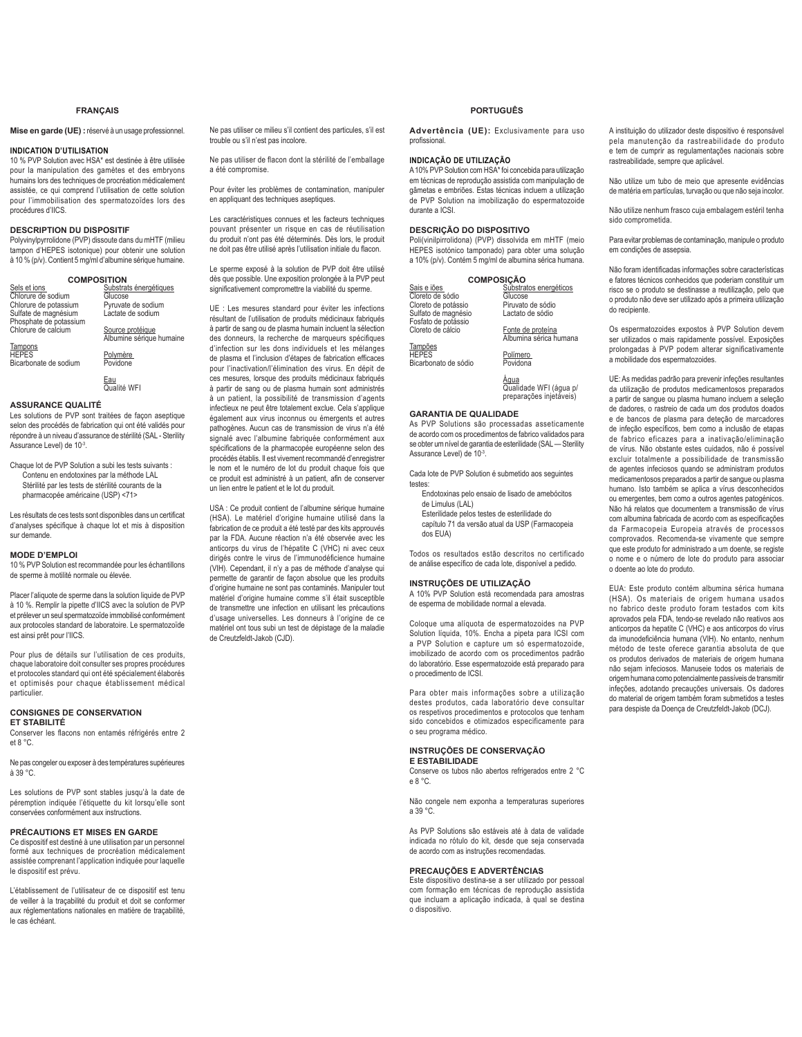## FRANÇAIS

**Mise en garde (UE) :** réservé à un usage professionnel.

### INDICATION D'UTILISATION

10 % PVP Solution avec HSA* est destinée à être utilisée pour la manipulation des gamètes et des embryons humains lors des techniques de procréation médicalement assistée, ce qui comprend l'utilisation de cette solution pour l'immobilisation des spermatozoïdes lors des procédures d'ICSI.

### DESCRIPTION DU DISPOSITIF

Polyvinylpyrrolidone (PVP) dissoute dans du mHTF (milieu tampon d'HEPES isotonique) pour obtenir une solution à 10 % (p/v). Contient 5 mg/ml d'albumine sérique humaine.

### COMPOSITION

| Sels et ions | Substrats énergétiques |
|---|---|
| Chlorure de sodium | Glucose |
| Chlorure de potassium | Pyruvate de sodium |
| Sulfate de magnésium | Lactate de sodium |
| Phosphate de potassium | |
| Chlorure de calcium | Source protéique |
| | Albumine sérique humaine |
| Tampons | |
| HEPES | Polymère |
| Bicarbonate de sodium | Povidone |
| | Eau |
| | Qualité WFI |

### ASSURANCE QUALITÉ

Les solutions de PVP sont traitées de façon aseptique selon des procédés de fabrication qui ont été validés pour répondre à un niveau d'assurance de stérilité (SAL - Sterility Assurance Level) de $10^{-3}$.

Chaque lot de PVP Solution a subi les tests suivants :
- Contenu en endotoxines par la méthode LAL
- Stérilité par les tests de stérilité courants de la pharmacopée américaine (USP) <71>

Les résultats de ces tests sont disponibles dans un certificat d'analyses spécifique à chaque lot et mis à disposition sur demande.

### MODE D'EMPLOI

10 % PVP Solution est recommandée pour les échantillons de sperme à motilité normale ou élevée.

Placer l'aliquote de sperme dans la solution liquide de PVP à 10 %. Remplir la pipette d'ICSI avec la solution de PVP et prélever un seul spermatozoïde immobilisé conformément aux protocoles standard de laboratoire. Le spermatozoïde est ainsi prêt pour l'ICSI.

Pour plus de détails sur l'utilisation de ces produits, chaque laboratoire doit consulter ses propres procédures et protocoles standard qui ont été spécialement élaborés et optimisés pour chaque établissement médical particulier.

### CONSIGNES DE CONSERVATION ET STABILITÉ

Conserver les flacons non entamés réfrigérés entre 2 et 8 °C.

Ne pas congeler ou exposer à des températures supérieures à 39 °C.

Les solutions de PVP sont stables jusqu'à la date de péremption indiquée l'étiquette du kit lorsqu'elle sont conservées conformément aux instructions.

### PRÉCAUTIONS ET MISES EN GARDE

Ce dispositif est destiné à une utilisation par un personnel formé aux techniques de procréation médicalement assistée comprenant l'application indiquée pour laquelle le dispositif est prévu.

L'établissement de l'utilisateur de ce dispositif est tenu de veiller à la traçabilité du produit et doit se conformer aux réglementations nationales en matière de traçabilité, le cas échéant.

Ne pas utiliser ce milieu s'il contient des particules, s'il est trouble ou s'il n'est pas incolore.

Ne pas utiliser de flacon dont la stérilité de l'emballage a été compromise.

Pour éviter les problèmes de contamination, manipuler en appliquant des techniques aseptiques.

Les caractéristiques connues et les facteurs techniques pouvant présenter un risque en cas de réutilisation du produit n'ont pas été déterminés. Dès lors, le produit ne doit pas être utilisé après l'utilisation initiale du flacon.

Le sperme exposé à la solution de PVP doit être utilisé dès que possible. Une exposition prolongée à la PVP peut significativement compromettre la viabilité du sperme.

UE : Les mesures standard pour éviter les infections résultant de l'utilisation de produits médicinaux fabriqués à partir de sang ou de plasma humain incluent la sélection des donneurs, la recherche de marqueurs spécifiques d'infection sur les dons individuels et les mélanges de plasma et l'inclusion d'étapes de fabrication efficaces pour l'inactivation/l'élimination des virus. En dépit de ces mesures, lorsque des produits médicinaux fabriqués à partir de sang ou de plasma humain sont administrés à un patient, la possibilité de transmission d'agents infectieux ne peut être totalement exclue. Cela s'applique également aux virus inconnus ou émergents et autres pathogènes. Aucun cas de transmission de virus n'a été signalé avec l'albumine fabriquée conformément aux spécifications de la pharmacopée européenne selon des procédés établis. Il est vivement recommandé d'enregistrer le nom et le numéro de lot du produit chaque fois que ce produit est administré à un patient, afin de conserver un lien entre le patient et le lot du produit.

USA : Ce produit contient de l'albumine sérique humaine (HSA). Le matériel d'origine humaine utilisé dans la fabrication de ce produit a été testé par des kits approuvés par la FDA. Aucune réaction n'a été observée avec les anticorps du virus de l'hépatite C (VHC) ni avec ceux dirigés contre le virus de l'immunodéficience humaine (VIH). Cependant, il n'y a pas de méthode d'analyse qui permette de garantir de façon absolue que les produits d'origine humaine ne sont pas contaminés. Manipuler tout matériel d'origine humaine comme s'il était susceptible de transmettre une infection en utilisant les précautions d'usage universelles. Les donneurs à l'origine de ce matériel ont tous subi un test de dépistage de la maladie de Creutzfeldt-Jakob (CJD).

## PORTUGUÊS

**Advertência (UE):** Exclusivamente para uso profissional.

### INDICAÇÃO DE UTILIZAÇÃO

A 10% PVP Solution com HSA* foi concebida para utilização em técnicas de reprodução assistida com manipulação de gâmetas e embriões. Estas técnicas incluem a utilização de PVP Solution na imobilização do espermatozoide durante a ICSI.

### DESCRIÇÃO DO DISPOSITIVO

Poli(vinilpirrolidona) (PVP) dissolvida em mHTF (meio HEPES isotónico tamponado) para obter uma solução a 10% (p/v). Contém 5 mg/ml de albumina sérica humana.

### COMPOSIÇÃO

| Sais e iões | Substratos energéticos |
|---|---|
| Cloreto de sódio | Glucose |
| Cloreto de potássio | Piruvato de sódio |
| Sulfato de magnésio | Lactato de sódio |
| Fosfato de potássio | |
| Cloreto de cálcio | Fonte de proteína |
| | Albumina sérica humana |
| Tampões | |
| HEPES | Polímero |
| Bicarbonato de sódio | Povidona |
| | Água |
| | Qualidade WFI (água p/ preparações injetáveis) |

### GARANTIA DE QUALIDADE

As PVP Solutions são processadas asseticamente de acordo com os procedimentos de fabrico validados para se obter um nível de garantia de esterilidade (SAL — Sterility Assurance Level) de $10^{-3}$.

Cada lote de PVP Solution é submetido aos seguintes testes:
- Endotoxinas pelo ensaio de lisado de amebócitos de Limulus (LAL)
- Esterilidade pelos testes de esterilidade do capítulo 71 da versão atual da USP (Farmacopeia dos EUA)

Todos os resultados estão descritos no certificado de análise específico de cada lote, disponível a pedido.

### INSTRUÇÕES DE UTILIZAÇÃO

A 10% PVP Solution está recomendada para amostras de esperma de mobilidade normal a elevada.

Coloque uma alíquota de espermatozoides na PVP Solution líquida, 10%. Encha a pipeta para ICSI com a PVP Solution e capture um só espermatozoide, imobilizado de acordo com os procedimentos padrão do laboratório. Esse espermatozoide está preparado para o procedimento de ICSI.

Para obter mais informações sobre a utilização destes produtos, cada laboratório deve consultar os respetivos procedimentos e protocolos que tenham sido concebidos e otimizados especificamente para o seu programa médico.

### INSTRUÇÕES DE CONSERVAÇÃO E ESTABILIDADE

Conserve os tubos não abertos refrigerados entre 2 °C e 8 °C.

Não congele nem exponha a temperaturas superiores a 39 °C.

As PVP Solutions são estáveis até à data de validade indicada no rótulo do kit, desde que seja conservada de acordo com as instruções recomendadas.

### PRECAUÇÕES E ADVERTÊNCIAS

Este dispositivo destina-se a ser utilizado por pessoal com formação em técnicas de reprodução assistida que incluam a aplicação indicada, à qual se destina o dispositivo.

A instituição do utilizador deste dispositivo é responsável pela manutenção da rastreabilidade do produto e tem de cumprir as regulamentações nacionais sobre rastreabilidade, sempre que aplicável.

Não utilize um tubo de meio que apresente evidências de matéria em partículas, turvação ou que não seja incolor.

Não utilize nenhum frasco cuja embalagem estéril tenha sido comprometida.

Para evitar problemas de contaminação, manipule o produto em condições de assepsia.

Não foram identificadas informações sobre características e fatores técnicos conhecidos que poderiam constituir um risco se o produto se destinasse a reutilização, pelo que o produto não deve ser utilizado após a primeira utilização do recipiente.

Os espermatozoides expostos à PVP Solution devem ser utilizados o mais rapidamente possível. Exposições prolongadas à PVP podem alterar significativamente a mobilidade dos espermatozoides.

UE: As medidas padrão para prevenir infeções resultantes da utilização de produtos medicamentosos preparados a partir de sangue ou plasma humano incluem a seleção de dadores, o rastreio de cada um dos produtos doados e de bancos de plasma para deteção de marcadores de infeção específicos, bem como a inclusão de etapas de fabrico eficazes para a inativação/eliminação de vírus. Não obstante estes cuidados, não é possível excluir totalmente a possibilidade de transmissão de agentes infeciosos quando se administram produtos medicamentosos preparados a partir de sangue ou plasma humano. Isto também se aplica a vírus desconhecidos ou emergentes, bem como a outros agentes patogénicos. Não há relatos que documentem a transmissão de vírus com albumina fabricada de acordo com as especificações da Farmacopeia Europeia através de processos comprovados. Recomenda-se vivamente que sempre que este produto for administrado a um doente, se registe o nome e o número de lote do produto para associar o doente ao lote do produto.

EUA: Este produto contém albumina sérica humana (HSA). Os materiais de origem humana usados no fabrico deste produto foram testados com kits aprovados pela FDA, tendo-se revelado não reativos aos anticorpos da hepatite C (VHC) e aos anticorpos do vírus da imunodeficiência humana (VIH). No entanto, nenhum método de teste oferece garantia absoluta de que os produtos derivados de materiais de origem humana não sejam infeciosos. Manuseie todos os materiais de origem humana como potencialmente passíveis de transmitir infeções, adotando precauções universais. Os dadores do material de origem também foram submetidos a testes para despiste da Doença de Creutzfeldt-Jakob (DCJ).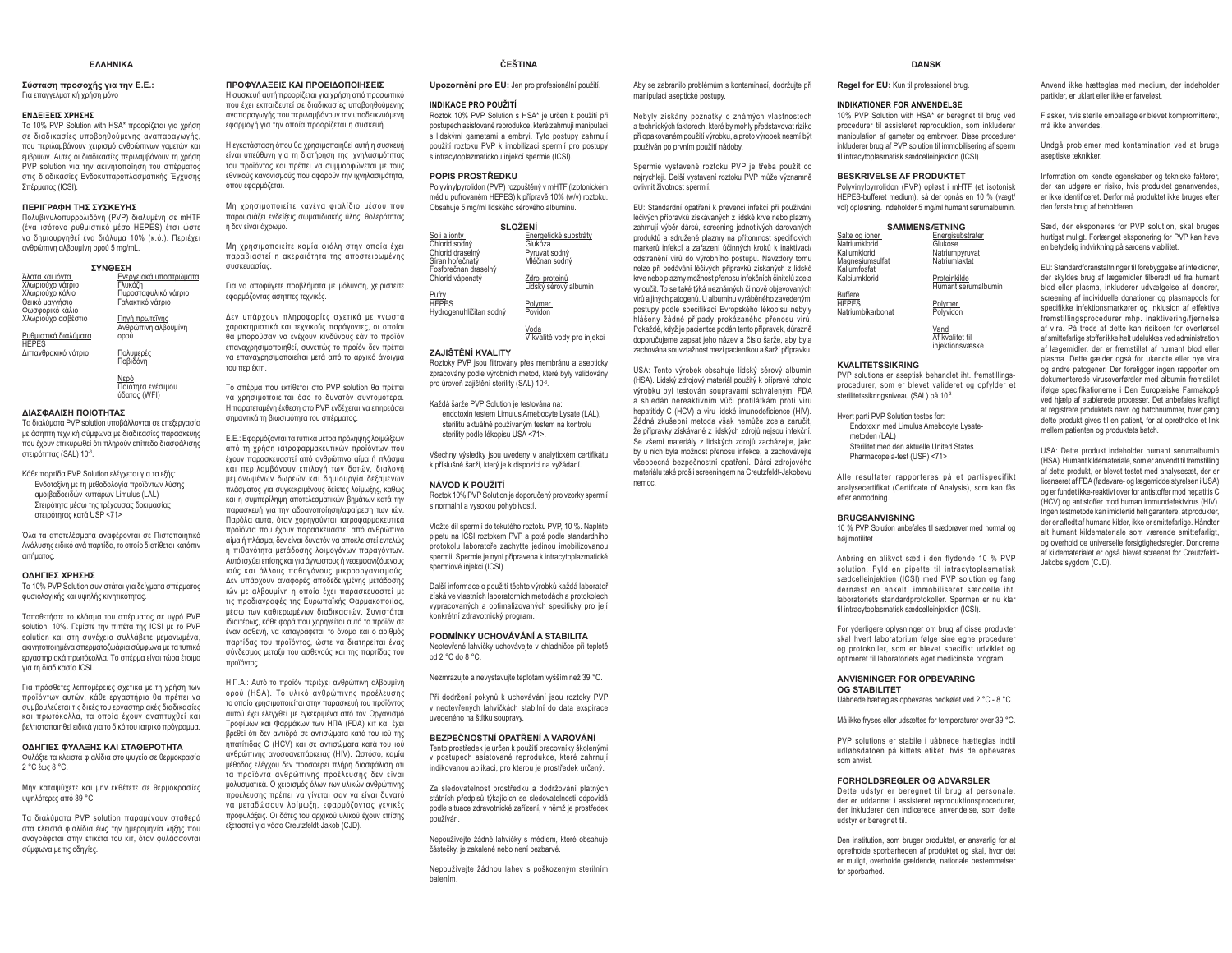# ΕΛΛΗΝΙΚΑ

**Σύσταση προσοχής για την Ε.Ε.:**
Για επαγγελματική χρήση μόνο

## ΕΝΔΕΙΞΕΙΣ ΧΡΗΣΗΣ

Το 10% PVP Solution with HSA* προορίζεται για χρήση σε διαδικασίες υποβοηθούμενης αναπαραγωγής, που περιλαμβάνουν χειρισμό ανθρώπινων γαμετών και εμβρύων. Αυτές οι διαδικασίες περιλαμβάνουν τη χρήση PVP solution για την ακινητοποίηση του σπέρματος στις διαδικασίες Ενδοκυτταροπλασματικής Έγχυσης Σπέρματος (ICSI).

## ΠΕΡΙΓΡΑΦΗ ΤΗΣ ΣΥΣΚΕΥΗΣ

Πολυβινυλοπυρρολιδόνη (PVP) διαλυμένη σε mHTF (ένα ισότονο ρυθμιστικό μέσο HEPES) έτσι ώστε να δημιουργηθεί ένα διάλυμα 10% (κ.ό.). Περιέχει ανθρώπινη αλβουμίνη ορού 5 mg/mL.

### ΣΥΝΘΕΣΗ

| Άλατα και ιόντα | Ενεργειακά υποστρώματα |
|---|---|
| Χλωριούχο νάτριο | Γλυκόζη |
| Χλωριούχο κάλιο | Πυροσταφυλικό νάτριο |
| Θειικό μαγνήσιο | Γαλακτικό νάτριο |
| Φωσφορικό κάλιο | |
| Χλωριούχο ασβέστιο | Πηγή πρωτεΐνης |
| | Ανθρώπινη αλβουμίνη ορού |
| Ρυθμιστικά διαλύματα | |
| HEPES | |
| Διττανθρακικό νάτριο | Πολυμερές |
| | Ποβιδόνη |
| | Νερό |
| | Ποιότητα ενέσιμου ύδατος (WFI) |

## ΔΙΑΣΦΑΛΙΣΗ ΠΟΙΟΤΗΤΑΣ

Τα διαλύματα PVP solution υποβάλλονται σε επεξεργασία με άσηπτη τεχνική σύμφωνα με διαδικασίες παρασκευής που έχουν επικυρωθεί ότι πληρούν επίπεδο διασφάλισης στειρότητας (SAL) $10^{-3}$.

Κάθε παρτίδα PVP Solution ελέγχεται για τα εξής:
- Ενδοτοξίνη με τη μεθοδολογία προϊόντων λύσης αμοιβαδοειδών κυττάρων Limulus (LAL)
- Στειρότητα μέσω της τρέχουσας δοκιμασίας στειρότητας κατά USP <71>

Όλα τα αποτελέσματα αναφέρονται σε Πιστοποιητικό Ανάλυσης ειδικό ανά παρτίδα, το οποίο διατίθεται κατόπιν αιτήματος.

## ΟΔΗΓΙΕΣ ΧΡΗΣΗΣ

Το 10% PVP Solution συνιστάται για δείγματα σπέρματος φυσιολογικής και υψηλής κινητικότητας.

Τοποθετήστε το κλάσμα του σπέρματος σε υγρό PVP solution, 10%. Γεμίστε την πιπέτα της ICSI με το PVP solution και στη συνέχεια συλλάβετε μεμονωμένα, ακινητοποιημένα σπερματοζωάρια σύμφωνα με τα τυπικά εργαστηριακά πρωτόκολλα. Το σπέρμα είναι τώρα έτοιμο για τη διαδικασία ICSI.

Για πρόσθετες λεπτομέρειες σχετικά με τη χρήση των προϊόντων αυτών, κάθε εργαστήριο θα πρέπει να συμβουλεύεται τις δικές του εργαστηριακές διαδικασίες και πρωτόκολλα, τα οποία έχουν αναπτυχθεί και βελτιστοποιηθεί ειδικά για το δικό του ιατρικό πρόγραμμα.

## ΟΔΗΓΙΕΣ ΦΥΛΑΞΗΣ ΚΑΙ ΣΤΑΘΕΡΟΤΗΤΑ

Φυλάξτε τα κλειστά φιαλίδια στο ψυγείο σε θερμοκρασία 2 °C έως 8 °C.

Μην καταψύχετε και μην εκθέτετε σε θερμοκρασίες υψηλότερες από 39 °C.

Τα διαλύματα PVP solution παραμένουν σταθερά στα κλειστά φιαλίδια έως την ημερομηνία λήξης που αναγράφεται στην ετικέτα του κιτ, όταν φυλάσσονται σύμφωνα με τις οδηγίες.

## ΠΡΟΦΥΛΑΞΕΙΣ ΚΑΙ ΠΡΟΕΙΔΟΠΟΙΗΣΕΙΣ

Η συσκευή αυτή προορίζεται για χρήση από προσωπικό που έχει εκπαιδευτεί σε διαδικασίες υποβοηθούμενης αναπαραγωγής που περιλαμβάνουν την υποδεικνυόμενη εφαρμογή για την οποία προορίζεται η συσκευή.

Η εγκατάσταση όπου θα χρησιμοποιηθεί αυτή η συσκευή είναι υπεύθυνη για τη διατήρηση της ιχνηλασιμότητας του προϊόντος και πρέπει να συμμορφώνεται με τους εθνικούς κανονισμούς που αφορούν την ιχνηλασιμότητα, όπου εφαρμόζεται.

Μη χρησιμοποιείτε κανένα φιαλίδιο μέσου που παρουσιάζει ενδείξεις σωματιδιακής ύλης, θολερότητας ή δεν είναι άχρωμο.

Μη χρησιμοποιείτε καμία φιάλη στην οποία έχει παραβιαστεί η ακεραιότητα της αποστειρωμένης συσκευασίας.

Για να αποφύγετε προβλήματα με μόλυνση, χειριστείτε εφαρμόζοντας άσηπτες τεχνικές.

Δεν υπάρχουν πληροφορίες σχετικά με γνωστά χαρακτηριστικά και τεχνικούς παράγοντες, οι οποίοι θα μπορούσαν να ενέχουν κινδύνους εάν το προϊόν επαναχρησιμοποιηθεί, συνεπώς το προϊόν δεν πρέπει να επαναχρησιμοποιείται μετά από το αρχικό άνοιγμα του περιέκτη.

Το σπέρμα που εκτίθεται στο PVP solution θα πρέπει να χρησιμοποιείται όσο το δυνατόν συντομότερα. Η παρατεταμένη έκθεση στο PVP ενδέχεται να επηρεάσει σημαντικά τη βιωσιμότητα του σπέρματος.

Ε.Ε.: Εφαρμόζονται τα τυπικά μέτρα πρόληψης λοιμώξεων από τη χρήση ιατροφαρμακευτικών προϊόντων που έχουν παρασκευαστεί από ανθρώπινο αίμα ή πλάσμα και περιλαμβάνουν επιλογή των δοτών, διαλογή μεμονωμένων δωρεών και δημιουργία δεξαμενών πλάσματος για συγκεκριμένους δείκτες λοίμωξης, καθώς και η συμπερίληψη αποτελεσματικών βημάτων κατά την παρασκευή για την αδρανοποίηση/αφαίρεση των ιών. Παρόλα αυτά, όταν χορηγούνται ιατροφαρμακευτικά προϊόντα που έχουν παρασκευαστεί από ανθρώπινο αίμα ή πλάσμα, δεν είναι δυνατόν να αποκλειστεί εντελώς η πιθανότητα μετάδοσης λοιμογόνων παραγόντων. Αυτό ισχύει επίσης και για άγνωστους ή νεοεμφανιζόμενους ιούς και άλλους παθογόνους μικροοργανισμούς. Δεν υπάρχουν αναφορές αποδεδειγμένης μετάδοσης ιών με αλβουμίνη η οποία έχει παρασκευαστεί με τις προδιαγραφές της Ευρωπαϊκής Φαρμακοποιίας, μέσω των καθιερωμένων διαδικασιών. Συνιστάται ιδιαιτέρως, κάθε φορά που χορηγείται αυτό το προϊόν σε έναν ασθενή, να καταγράφεται το όνομα και ο αριθμός παρτίδας του προϊόντος, ώστε να διατηρείται ένας σύνδεσμος μεταξύ του ασθενούς και της παρτίδας του προϊόντος.

Η.Π.Α.: Αυτό το προϊόν περιέχει ανθρώπινη αλβουμίνη ορού (HSA). Το υλικό ανθρώπινης προέλευσης το οποίο χρησιμοποιείται στην παρασκευή του προϊόντος αυτού έχει ελεγχθεί με εγκεκριμένα από τον Οργανισμό Τροφίμων και Φαρμάκων των ΗΠΑ (FDA) κιτ και έχει βρεθεί ότι δεν αντιδρά σε αντισώματα κατά του ιού της ηπατίτιδας C (HCV) και σε αντισώματα κατά του ιού της ανθρώπινης ανοσοανεπάρκειας (HIV). Ωστόσο, καμία μέθοδος ελέγχου δεν προσφέρει πλήρη διασφάλιση ότι τα προϊόντα ανθρώπινης προέλευσης δεν είναι μολυσματικά. Ο χειρισμός όλων των υλικών ανθρώπινης προέλευσης πρέπει να γίνεται σαν να είναι δυνατό να μεταδώσουν λοίμωξη, εφαρμόζοντας γενικές προφυλάξεις. Οι δότες του αρχικού υλικού έχουν επίσης εξεταστεί για νόσο Creutzfeldt-Jakob (CJD).

# ČEŠTINA

**Upozornění pro EU:** Jen pro profesionální použití.

## INDIKACE PRO POUŽITÍ

Roztok 10% PVP Solution s HSA* je určen k použití při postupech asistované reprodukce, které zahrnují manipulaci s lidskými gametami a embryi. Tyto postupy zahrnují použití roztoku PVP k imobilizaci spermií pro postupy s intracytoplazmatickou injekcí spermie (ICSI).

## POPIS PROSTŘEDKU

Polyvinylpyrolidon (PVP) rozpuštěný v mHTF (izotonickém médiu pufrovaném HEPES) k přípravě 10% (w/v) roztoku. Obsahuje 5 mg/ml lidského sérového albuminu.

### SLOŽENÍ

| Soli a ionty | Energetické substráty |
|---|---|
| Chlorid sodný | Glukóza |
| Chlorid draselný | Pyruvát sodný |
| Síran hořečnatý | Mléčnan sodný |
| Fosforečnan draselný | |
| Chlorid vápenatý | Zdroj proteinů |
| | Lidský sérový albumin |
| Pufry | |
| HEPES | Polymer |
| Hydrogenuhličitan sodný | Povidon |
| | Voda |
| | V kvalitě vody pro injekci |

## ZAJIŠTĚNÍ KVALITY

Roztoky PVP jsou filtrovány přes membránu a asepticky zpracovány podle výrobních metod, které byly validovány pro úroveň zajištění sterility (SAL) $10^{-3}$.

Každá šarže PVP Solution je testována na:
- endotoxin testem Limulus Amebocyte Lysate (LAL),
- sterilitu aktuálně používaným testem na kontrolu sterility podle lékopisu USA <71>.

Všechny výsledky jsou uvedeny v analytickém certifikátu k příslušné šarži, který je k dispozici na vyžádání.

## NÁVOD K POUŽITÍ

Roztok 10% PVP Solution je doporučený pro vzorky spermií s normální a vysokou pohyblivostí.

Vložte díl spermií do tekutého roztoku PVP, 10 %. Naplňte pipetu na ICSI roztokem PVP a poté podle standardního protokolu laboratoře zachyťte jedinou imobilizovanou spermii. Spermie je nyní připravena k intracytoplazmatické spermiové injekci (ICSI).

Další informace o použití těchto výrobků každá laboratoř získá ve vlastních laboratorních metodách a protokolech vypracovaných a optimalizovaných specificky pro její konkrétní zdravotnický program.

## PODMÍNKY UCHOVÁVÁNÍ A STABILITA

Neotevřené lahvičky uchovávejte v chladničce při teplotě od 2 °C do 8 °C.

Nezmrazujte a nevystavujte teplotám vyšším než 39 °C.

Při dodržení pokynů k uchovávání jsou roztoky PVP v neotevřených lahvičkách stabilní do data exspirace uvedeného na štítku soupravy.

## BEZPEČNOSTNÍ OPATŘENÍ A VAROVÁNÍ

Tento prostředek je určen k použití pracovníky školenými v postupech asistované reprodukce, které zahrnují indikovanou aplikaci, pro kterou je prostředek určený.

Za sledovatelnost prostředku a dodržování platných státních předpisů týkajících se sledovatelnosti odpovídá podle situace zdravotnické zařízení, v němž je prostředek používán.

Nepoužívejte žádné lahvičky s médiem, které obsahuje částečky, je zakalené nebo není bezbarvé.

Nepoužívejte žádnou lahev s poškozeným sterilním balením.

Aby se zabránilo problémům s kontaminací, dodržujte při manipulaci aseptické postupy.

Nebyly získány poznatky o známých vlastnostech a technických faktorech, které by mohly představovat riziko při opakovaném použití výrobku, a proto výrobek nesmí být používán po prvním použití nádoby.

Spermie vystavené roztoku PVP je třeba použít co nejrychleji. Delší vystavení roztoku PVP může významně ovlivnit životnost spermií.

EU: Standardní opatření k prevenci infekcí při používání léčivých přípravků získávaných z lidské krve nebo plazmy zahrnují výběr dárců, screening jednotlivých darovaných produktů a sdružené plazmy na přítomnost specifických markerů infekcí a zařazení účinných kroků k inaktivaci/odstranění virů do výrobního postupu. Navzdory tomu nelze při podávání léčivých přípravků získaných z lidské krve nebo plazmy možnost přenosu infekčních činitelů zcela vyloučit. To se také týká neznámých či nově objevovaných virů a jiných patogenů. U albuminu vyráběného zavedenými postupy podle specifikací Evropského lékopisu nebyly hlášeny žádné případy prokázaného přenosu virů. Pokaždé, když je pacientce podán tento přípravek, důrazně doporučujeme zapsat jeho název a číslo šarže, aby byla zachována souvztažnost mezi pacientkou a šarží přípravku.

USA: Tento výrobek obsahuje lidský sérový albumin (HSA). Lidský zdrojový materiál použitý k přípravě tohoto výrobku byl testován soupravami schválenými FDA a shledán nereaktivním vůči protilátkám proti viru hepatitidy C (HCV) a viru lidské imunodeficience (HIV). Žádná zkušební metoda však nemůže zcela zaručit, že přípravky získávané z lidských zdrojů nejsou infekční. Se všemi materiály z lidských zdrojů zacházejte, jako by u nich byla možnost přenosu infekce, a zachovávejte všeobecná bezpečnostní opatření. Dárci zdrojového materiálu také prošli screeningem na Creutzfeldt-Jakobovu nemoc.

# DANSK

**Regel for EU:** Kun til professionel brug.

## INDIKATIONER FOR ANVENDELSE

10% PVP Solution with HSA* er beregnet til brug ved procedurer til assisteret reproduktion, som inkluderer manipulation af gameter og embryoer. Disse procedurer inkluderer brug af PVP solution til immobilisering af sperm til intracytoplasmatisk sædcelleinjektion (ICSI).

## BESKRIVELSE AF PRODUKTET

Polyvinylpyrrolidon (PVP) opløst i mHTF (et isotonisk HEPES-bufferet medium), så der opnås en 10 % (vægt/vol) opløsning. Indeholder 5 mg/ml humant serumalbumin.

### SAMMENSÆTNING

| Salte og ioner | Energisubstrater |
|---|---|
| Natriumklorid | Glukose |
| Kaliumklorid | Natriumpyruvat |
| Magnesiumsulfat | Natriumlaktat |
| Kaliumfosfat | |
| Kalciumklorid | Proteinkilde |
| | Humant serumalbumin |
| Buffere | |
| HEPES | Polymer |
| Natriumbikarbonat | Polyvidon |
| | Vand |
| | Af kvalitet til injektionsvæske |

## KVALITETSSIKRING

PVP solutions er aseptisk behandlet iht. fremstillingsprocedurer, som er blevet valideret og opfylder et sterilitetssikringsniveau (SAL) på $10^{-3}$.

Hvert parti PVP Solution testes for:
- Endotoxin med Limulus Amebocyte Lysate-metoden (LAL)
- Sterilitet med den aktuelle United States Pharmacopeia-test (USP) <71>

Alle resultater rapporteres på et partispecifikt analysecertifikat (Certificate of Analysis), som kan fås efter anmodning.

## BRUGSANVISNING

10 % PVP Solution anbefales til sædprøver med normal og høj motilitet.

Anbring en alikvot sæd i den flydende 10 % PVP solution. Fyld en pipette til intracytoplasmatisk sædcelleinjektion (ICSI) med PVP solution og fang dernæst en enkelt, immobiliseret sædcelle iht. laboratoriets standardprotokoller. Spermen er nu klar til intracytoplasmatisk sædcelleinjektion (ICSI).

For yderligere oplysninger om brug af disse produkter skal hvert laboratorium følge sine egne procedurer og protokoller, som er blevet specifikt udviklet og optimeret til laboratoriets eget medicinske program.

## ANVISNINGER FOR OPBEVARING OG STABILITET

Uåbnede hætteglas opbevares nedkølet ved 2 °C - 8 °C.

Må ikke fryses eller udsættes for temperaturer over 39 °C.

PVP solutions er stabile i uåbnede hætteglas indtil udløbsdatoen på kittets etiket, hvis de opbevares som anvist.

## FORHOLDSREGLER OG ADVARSLER

Dette udstyr er beregnet til brug af personale, der er uddannet i assisteret reproduktionsprocedurer, der inkluderer den indicerede anvendelse, som dette udstyr er beregnet til.

Den institution, som bruger produktet, er ansvarlig for at opretholde sporbarheden af produktet og skal, hvor det er muligt, overholde gældende, nationale bestemmelser for sporbarhed.

Anvend ikke hætteglas med medium, der indeholder partikler, er uklart eller ikke er farveløst.

Flasker, hvis sterile emballage er blevet kompromitteret, må ikke anvendes.

Undgå problemer med kontamination ved at bruge aseptiske teknikker.

Information om kendte egenskaber og tekniske faktorer, der kan udgøre en risiko, hvis produktet genanvendes, er ikke identificeret. Derfor må produktet ikke bruges efter den første brug af beholderen.

Sæd, der eksponeres for PVP solution, skal bruges hurtigst muligt. Forlænget eksponering for PVP kan have en betydelig indvirkning på sædens viabilitet.

EU: Standardforanstaltninger til forebyggelse af infektioner, der skyldes brug af lægemidler tilberedt ud fra humant blod eller plasma, inkluderer udvælgelse af donorer, screening af individuelle donationer og plasmapools for specifikke infektionsmarkører og inklusion af effektive fremstillingsprocedurer mhp. inaktivering/fjernelse af vira. På trods af dette kan risikoen for overførsel af smittefarlige stoffer ikke helt udelukkes ved administration af lægemidler, der er fremstillet af humant blod eller plasma. Dette gælder også for ukendte eller nye vira og andre patogener. Der foreligger ingen rapporter om dokumenterede virusoverførsler med albumin fremstillet ifølge specifikationerne i Den Europæiske Farmakopé ved hjælp af etablerede processer. Det anbefales kraftigt at registrere produktets navn og batchnummer, hver gang dette produkt gives til en patient, for at opretholde et link mellem patienten og produktets batch.

USA: Dette produkt indeholder humant serumalbumin (HSA). Humant kildemateriale, som er anvendt til fremstilling af dette produkt, er blevet testet med analysesæt, der er licenseret af FDA (fødevare- og lægemiddelstyrelsen i USA) og er fundet ikke-reaktivt over for antistoffer mod hepatitis C (HCV) og antistoffer mod human immundefektvirus (HIV). Ingen testmetode kan imidlertid helt garantere, at produkter, der er afledt af humane kilder, ikke er smittefarlige. Håndter alt humant kildemateriale som værende smittefarligt, og overhold de universelle forsigtighedsregler. Donorerne af kildematerialet er også blevet screenet for Creutzfeldt-Jakobs sygdom (CJD).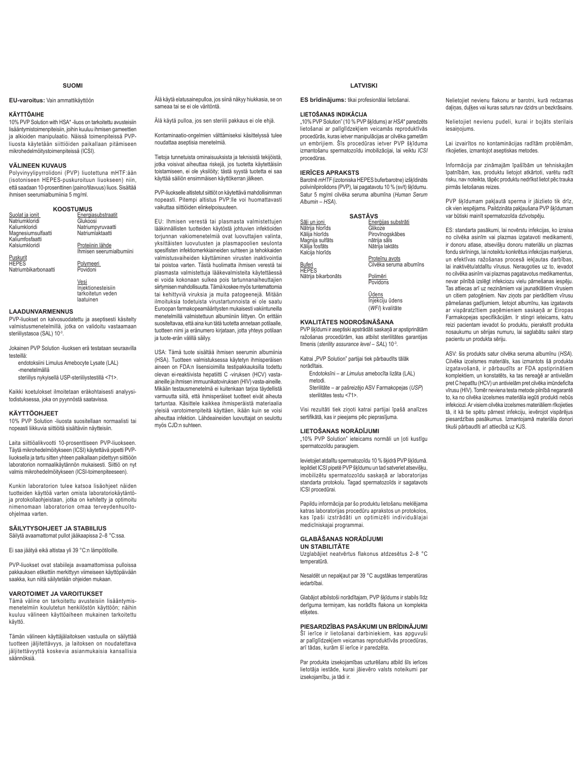## SUOMI

**EU-varoitus:** Vain ammattikäyttöön

### KÄYTTÖAIHE

10% PVP Solution with HSA* -liuos on tarkoitettu avusteisiin lisääntymistoimenpiteisiin, joihin kuuluu ihmisen gameettien ja alkioiden manipulaatio. Näissä toimenpiteissä PVP-liuosta käytetään siittiöiden paikallaan pitämiseen mikrohedelmöitystoimenpiteissä (ICSI).

### VÄLINEEN KUVAUS

Polyvinyylipyrrolidoni (PVP) liuotettuna mHTF:ään (isotoniseen HEPES-puskuroituun liuokseen) niin, että saadaan 10-prosenttinen (paino/tilavuus) liuos. Sisältää ihmisen seerumialbumiinia 5 mg/ml.

### KOOSTUMUS

| Suolat ja ionit | Energiasubstraatit |
|---|---|
| Natriumkloridi | Glukoosi |
| Kaliumkloridi | Natriumpyruvaatti |
| Magnesiumsulfaatti | Natriumlaktaatti |
| Kaliumfosfaatti | |
| Kalsiumkloridi | **Proteiinin lähde** Ihmisen seerumialbumiini |
| **Puskurit** | |
| HEPES | **Polymeeri** Povidoni |
| Natriumbikarbonaatti | |
| | **Vesi** Injektionesteisiin tarkoitetun veden laatuinen |

### LAADUNVARMENNUS

PVP-liuokset on kalvosuodatettu ja aseptisesti käsitelty valmistusmenetelmillä, jotka on validoitu vastaamaan steriiliystasoa (SAL) $10^{-3}$.

Jokainen PVP Solution -liuoksen erä testataan seuraavilla testeillä:

- endotoksiini Limulus Amebocyte Lysate (LAL) -menetelmällä
- steriiliys nykyisellä USP-steriiliystestillä <71>.

Kaikki koetulokset ilmoitetaan eräkohtaisesti analyysitodistuksessa, joka on pyynnöstä saatavissa.

### KÄYTTÖOHJEET

10% PVP Solution -liuosta suositellaan normaalisti tai nopeasti liikkuvia siittiöitä sisältäviin näytteisiin.

Laita siittiöalikvootti 10-prosenttiseen PVP-liuokseen. Täytä mikrohedelmöitykseen (ICSI) käytettävä pipetti PVP-liuoksella ja tartu sitten yhteen paikallaan pidettyyn siittiöön laboratorion normaalikäytännön mukaisesti. Siittiö on nyt valmis mikrohedelmöitykseen (ICSI-toimenpiteeseen).

Kunkin laboratorion tulee katsoa lisäohjeet näiden tuotteiden käyttöä varten omista laboratoriokäytäntö- ja protokollaohjeistaan, jotka on kehitetty ja optimoitu nimenomaan laboratorion omaa terveydenhuolto-ohjelmaa varten.

### SÄILYTYSOHJEET JA STABIILIUS

Säilytä avaamattomat pullot jääkaapissa 2–8 °C:ssa.

Ei saa jäätyä eikä altistaa yli 39 °C:n lämpötiloille.

PVP-liuokset ovat stabiileja avaamattomissa pulloissa pakkauksen etikettiin merkittyyn viimeiseen käyttöpäivään saakka, kun niitä säilytetään ohjeiden mukaan.

### VAROTOIMET JA VAROITUKSET

Tämä väline on tarkoitettu avusteisiin lisääntymismenetelmiin koulutetun henkilöstön käyttöön; näihin kuuluu välineen käyttöaiheen mukainen tarkoitettu käyttö.

Tämän välineen käyttäjälaitoksen vastuulla on säilyttää tuotteen jäljitettävyys, ja laitoksen on noudatettava jäljitettävyyttä koskevia asianmukaisia kansallisia säännöksiä.

Älä käytä elatusainepulloa, jos siinä näkyy hiukkasia, se on sameaa tai se ei ole väritöntä.

Älä käytä pulloa, jos sen steriili pakkaus ei ole ehjä.

Kontaminaatio-ongelmien välttämiseksi käsittelyssä tulee noudattaa aseptisia menetelmiä.

Tietoja tunnetuista ominaisuuksista ja teknisistä tekijöistä, jotka voisivat aiheuttaa riskejä, jos tuotetta käytettäisiin toistamiseen, ei ole yksilöity; tästä syystä tuotetta ei saa käyttää säiliön ensimmäisen käyttökerran jälkeen.

PVP-liuokselle altistetut siittiöt on käytettävä mahdollisimman nopeasti. Pitempi altistus PVP:lle voi huomattavasti vaikuttaa siittiöiden elinkelpoisuuteen.

EU: Ihmisen verestä tai plasmasta valmistettujen lääkinnällisten tuotteiden käytöstä johtuvien infektioiden torjunnan vakiomenetelmiä ovat luovuttajien valinta, yksittäisten luovutusten ja plasmapoolien seulonta spesifisten infektiomerkkiaineiden suhteen ja tehokkaiden valmistusvaiheiden käyttäminen virusten inaktivointia tai poistoa varten. Tästä huolimatta ihmisen verestä tai plasmasta valmistettuja lääkevalmisteita käytettäessä ei voida kokonaan sulkea pois tartunnanaiheuttajien siirtymisen mahdollisuutta. Tämä koskee myös tuntemattomia tai kehittyviä viruksia ja muita patogeenejä. Mitään ilmoituksia todetuista virustartunnoista ei ole saatu Euroopan farmakopeamääritysten mukaisesti vakiintuneilla menetelmillä valmistettujen albumiinien liittyen. On erittäin suositeltavaa, että aina kun tätä tuotetta annetaan potilaalle, tuotteen nimi ja eränumero kirjataan, jotta yhteys potilaan ja tuote-erän välillä säilyy.

USA: Tämä tuote sisältää ihmisen seerumin albumiinia (HSA). Tuotteen valmistuksessa käytetyn ihmisperäisen aineen on FDA:n lisensioimilla testipakkauksilla todettu olevan ei-reaktiivista hepatiitti C -viruksen (HCV) vasta-aineille ja ihmisen immuunikatoviruksen (HIV) vasta-aineille. Mikään testausmenetelmä ei kuitenkaan tarjoa täydellistä varmuutta siitä, että ihmisperäiset tuotteet eivät aiheuta tartuntaa. Käsittele kaikkea ihmisperäistä materiaalia yleisiä varotoimenpiteitä käyttäen, ikään kuin se voisi aiheuttaa infektion. Lähdeaineiden luovuttajat on seulottu myös CJD:n suhteen.

## LATVISKI

**ES brīdinājums:** tikai profesionālai lietošanai.

### LIETOŠANAS INDIKĀCIJA

„10% PVP Solution" (10 % PVP šķīdums) ar *HSA** paredzēts lietošanai ar palīglīdzekļiem veicamās reproduktīvās procedūrās, kuras ietver manipulācijas ar cilvēka gametām un embrijiem. Šīs procedūras ietver PVP šķīduma izmantošanu spermatozoīdu imobilizācijai, lai veiktu *ICSI* procedūras.

### IERĪCES APRAKSTS

Barotnē *mHTF* (izotoniska HEPES buferbarotne) izšķīdināts polivinilpirolidons (PVP), lai pagatavotu 10 % (sv/t) šķīdumu. Satur 5 mg/ml cilvēka seruma albumīna (*Human Serum Albumin – HSA*).

### SASTĀVS

| Sāļi un joni | Enerģijas substrāti |
|---|---|
| Nātrija hlorīds | Glikoze |
| Kālija hlorīds | Pirovīnogskābes |
| Magnija sulfāts | nātrija sāls |
| Kālija fosfāts | Nātrija laktāts |
| Kalcija hlorīds | |
| | **Proteīnu avots** Cilvēka seruma albumīns |
| **Buferi** | |
| HEPES | |
| Nātrija bikarbonāts | **Polimēri** Povidons |
| | **Ūdens** Injekciju ūdens (*WFI*) kvalitāte |

### KVALITĀTES NODROŠINĀŠANA

PVP šķīdumi ir aseptiski apstrādāti saskaņā ar apstiprinātām ražošanas procedūrām, kas atbilst sterilitātes garantijas līmenis (*sterility assurance level – SAL*) $10^{-3}$.

Katrai „PVP Solution" partijai tiek pārbaudīts tālāk norādītais.

- Endotoksīni – ar *Limulus* amebocīta lizāta (LAL) metodi.
- Sterilitāte – ar pašreizējo ASV Farmakopejas (*USP*) sterilitātes testu <71>.

Visi rezultāti tiek ziņoti katrai partijai īpašā analīzes sertifikātā, kas ir pieejams pēc pieprasījuma.

### LIETOŠANAS NORĀDĪJUMI

„10% PVP Solution" ieteicams normāli un ļoti kustīgu spermatozoīdu paraugiem.

Ievietojiet atdalītu spermatozoīdu 10 % šķidrā PVP šķīdumā. Iepildiet ICSI pipetē PVP šķīdumu un tad satveriet atsevišķu, imobilizētu spermatozoīdu saskaņā ar laboratorijas standarta protokolu. Tagad spermatozoīds ir sagatavots ICSI procedūrai.

Papildu informācija par šo produktu lietošanu meklējama katras laboratorijas procedūru aprakstos un protokolos, kas īpaši izstrādāti un optimizēti individuālajai medicīniskajai programmai.

### GLABĀŠANAS NORĀDĪJUMI UN STABILITĀTE

Uzglabājiet neatvērtus flakonus atdzesētus 2–8 °C temperatūrā.

Nesaldēt un nepakļaut par 39 °C augstākas temperatūras iedarbībai.

Glabājot atbilstoši norādītajam, PVP šķīdums ir stabils līdz derīguma termiņam, kas norādīts flakona un komplekta etiķetes.

### PIESARDZĪBAS PASĀKUMI UN BRĪDINĀJUMI

Šī ierīce ir lietošanai darbiniekiem, kas apguvuši ar palīglīdzekļiem veicamas reproduktīvās procedūras, arī tādas, kurām šī ierīce ir paredzēta.

Par produkta izsekojamības uzturēšanu atbild šīs ierīces lietotāja iestāde, kurai jāievēro valsts noteikumi par izsekojamību, ja tādi ir.

Nelietojiet nevienu flakonu ar barotni, kurā redzamas daļiņas, duļķes vai kuras saturs nav dzidrs un bezkrāsains.

Nelietojiet nevienu pudeli, kurai ir bojāts sterilais iesaiņojums.

Lai izvairītos no kontaminācijas radītām problēmām, rīkojieties, izmantojot aseptiskas metodes.

Informācija par zināmajām īpašībām un tehniskajām īpatnībām, kas, produktu lietojot atkārtoti, varētu radīt risku, nav noteikta, tāpēc produktu nedrīkst lietot pēc trauka pirmās lietošanas reizes.

PVP šķīdumam pakļautā sperma ir jāizlieto tik drīz, cik vien iespējams. Paildzināta pakļaušana PVP šķīdumam var būtiski mainīt spermatozoīda dzīvotspēju.

ES: standarta pasākumi, lai novērstu infekcijas, ko izraisa no cilvēka asinīm vai plazmas izgatavoti medikamenti, ir donoru atlase, atsevišķu donoru materiālu un plazmas fondu skrīnings, lai noteiktu konkrētus infekcijas marķierus, un efektīvas ražošanas procesā iekļautas darbības, lai inaktivētu/atdalītu vīrusus. Neraugoties uz to, ievadot no cilvēka asinīm vai plazmas pagatavotus medikamentus, nevar pilnībā izslēgt infekciozu vielu pārnešanas iespēju. Tas attiecas arī uz nezināmiem vai jaunatklātiem vīrusiem un citiem patogēniem. Nav ziņots par pierādītiem vīrusu pārnešanas gadījumiem, lietojot albumīnu, kas izgatavots ar vispāratzītiem paņēmieniem saskaņā ar Eiropas Farmakopejas specifikācijām. Ir stingri ieteicams, katru reizi pacientam ievadot šo produktu, pierakstīt produkta nosaukumu un sērijas numuru, lai saglabātu saikni starp pacientu un produkta sēriju.

ASV: šis produkts satur cilvēka seruma albumīnu (*HSA*). Cilvēka izcelsmes materiāls, kas izmantots šā produkta izgatavošanā, ir pārbaudīts ar FDA apstiprinātiem komplektiem, un konstatēts, ka tas nereaģē ar antivielām pret C hepatītu (HCV) un antivielām pret cilvēka imūndeficīta vīrusu (HIV). Tomēr neviena testa metode pilnībā negarantē to, ka no cilvēka izcelsmes materiāla iegūti produkti nebūs infekciozi. Ar visiem cilvēka izcelsmes materiāliem rīkojieties tā, it kā tie spētu pārnest infekciju, ievērojot vispārējus piesardzības pasākumus. Izmantojamā materiāla donori tikuši pārbaudīti arī attiecībā uz KJS.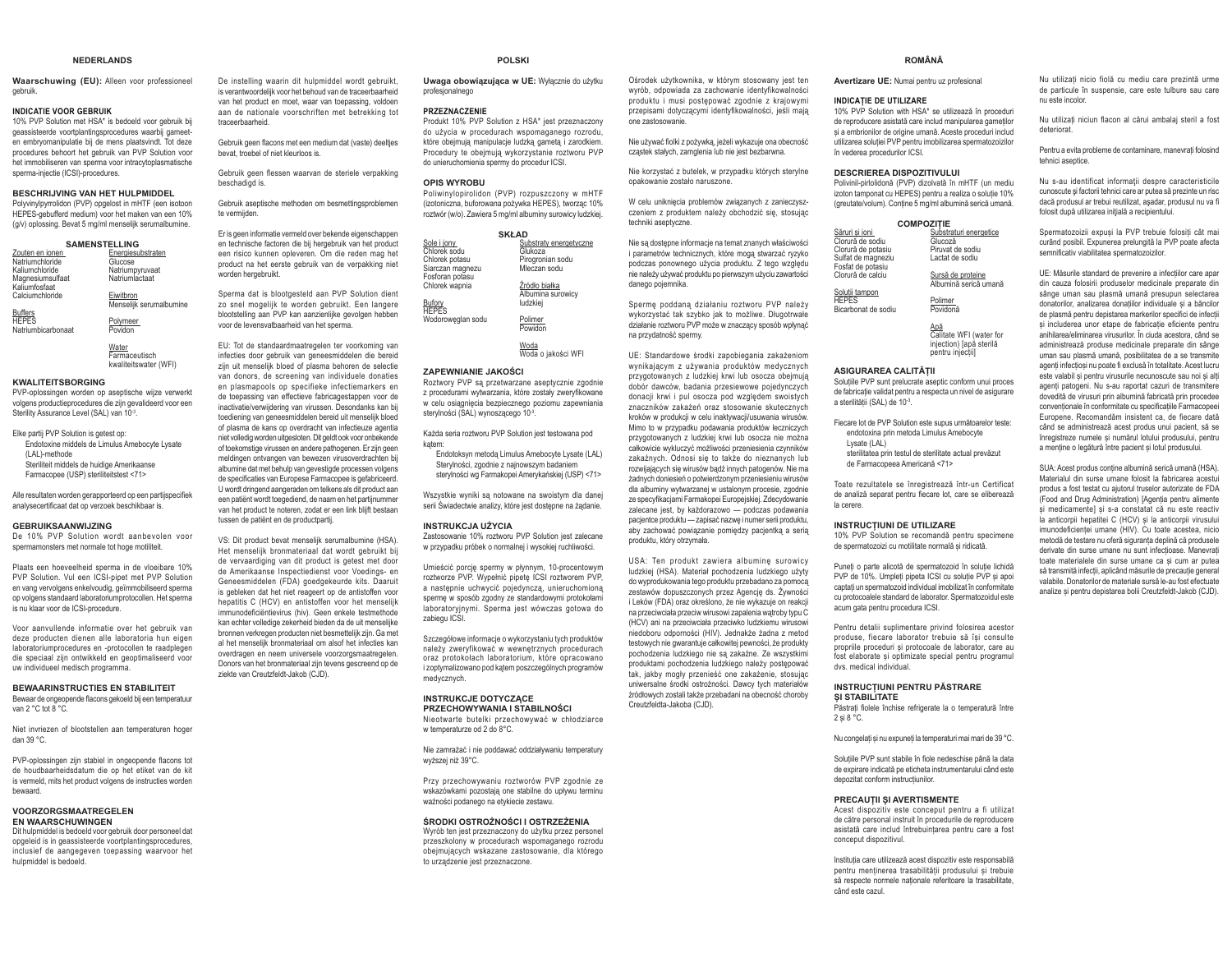## NEDERLANDS

**Waarschuwing (EU):** Alleen voor professioneel gebruik.

### INDICATIE VOOR GEBRUIK

10% PVP Solution met HSA* is bedoeld voor gebruik bij geassisteerde voortplantingsprocedures waarbij gameet- en embryomanipulatie bij de mens plaatsvindt. Tot deze procedures behoort het gebruik van PVP Solution voor het immobiliseren van sperma voor intracytoplasmatische sperma-injectie (ICSI)-procedures.

### BESCHRIJVING VAN HET HULPMIDDEL

Polyvinylpyrrolidon (PVP) opgelost in mHTF (een isotoon HEPES-gebufferd medium) voor het maken van een 10% (g/v) oplossing. Bevat 5 mg/ml menselijk serumalbumine.

### SAMENSTELLING

| Zouten en ionen | Energiesubstraten |
|---|---|
| Natriumchloride | Glucose |
| Kaliumchloride | Natriumpyruvaat |
| Magnesiumsulfaat | Natriumlactaat |
| Kaliumfosfaat | |
| Calciumchloride | Eiwitbron |
| | Menselijk serumalbumine |
| Buffers | |
| HEPES | Polymeer |
| Natriumbicarbonaat | Povidon |
| | Water |
| | Farmaceutisch kwaliteitswater (WFI) |

### KWALITEITSBORGING

PVP-oplossingen worden op aseptische wijze verwerkt volgens productieprocedures die zijn gevalideerd voor een Sterility Assurance Level (SAL) van $10^{-3}$.

Elke partij PVP Solution is getest op:
- Endotoxine middels de Limulus Amebocyte Lysate (LAL)-methode
- Steriliteit middels de huidige Amerikaanse Farmacopee (USP) steriliteitstest <71>

Alle resultaten worden gerapporteerd op een partijspecifiek analysecertificaat dat op verzoek beschikbaar is.

### GEBRUIKSAANWIJZING

De 10% PVP Solution wordt aanbevolen voor spermamonsters met normale tot hoge motiliteit.

Plaats een hoeveelheid sperma in de vloeibare 10% PVP Solution. Vul een ICSI-pipet met PVP Solution en vang vervolgens enkelvoudig, geïmmobiliseerd sperma op volgens standaard laboratoriumprotocollen. Het sperma is nu klaar voor de ICSI-procedure.

Voor aanvullende informatie over het gebruik van deze producten dienen alle laboratoria hun eigen laboratoriumprocedures en -protocollen te raadplegen die speciaal zijn ontwikkeld en geoptimaliseerd voor uw individueel medisch programma.

### BEWAARINSTRUCTIES EN STABILITEIT

Bewaar de ongeopende flacons gekoeld bij een temperatuur van 2 °C tot 8 °C.

Niet invriezen of blootstellen aan temperaturen hoger dan 39 °C.

PVP-oplossingen zijn stabiel in ongeopende flacons tot de houdbaarheidsdatum die op het etiket van de kit is vermeld, mits het product volgens de instructies worden bewaard.

### VOORZORGSMAATREGELEN EN WAARSCHUWINGEN

Dit hulpmiddel is bedoeld voor gebruik door personeel dat opgeleid is in geassisteerde voortplantingsprocedures, inclusief de aangegeven toepassing waarvoor het hulpmiddel is bedoeld.

De instelling waarin dit hulpmiddel wordt gebruikt, is verantwoordelijk voor het behoud van de traceerbaarheid van het product en moet, waar van toepassing, voldoen aan de nationale voorschriften met betrekking tot traceerbaarheid.

Gebruik geen flacons met een medium dat (vaste) deeltjes bevat, troebel of niet kleurloos is.

Gebruik geen flessen waarvan de steriele verpakking beschadigd is.

Gebruik aseptische methoden om besmettingsproblemen te vermijden.

Er is geen informatie vermeld over bekende eigenschappen en technische factoren die bij hergebruik van het product een risico kunnen opleveren. Om die reden mag het product na het eerste gebruik van de verpakking niet worden hergebruikt.

Sperma dat is blootgesteld aan PVP Solution dient zo snel mogelijk te worden gebruikt. Een langere blootstelling aan PVP kan aanzienlijke gevolgen hebben voor de levensvatbaarheid van het sperma.

EU: Tot de standaardmaatregelen ter voorkoming van infecties door gebruik van geneesmiddelen die bereid zijn uit menselijk bloed of plasma behoren de selectie van donors, de screening van individuele donaties en plasmapools op specifieke infectiemarkers en de toepassing van effectieve fabricagestappen voor de inactivatie/verwijdering van virussen. Desondanks kan bij toediening van geneesmiddelen bereid uit menselijk bloed of plasma de kans op overdracht van infectieuze agentia niet volledig worden uitgesloten. Dit geldt ook voor onbekende of toekomstige virussen en andere pathogenen. Er zijn geen meldingen ontvangen van bewezen virusoverdrachten bij albumine dat met behulp van gevestigde processen volgens de specificaties van Europese Farmacopee is gefabriceerd. U wordt dringend aangeraden om telkens als dit product aan een patiënt wordt toegediend, de naam en het partijnummer van het product te noteren, zodat er een link blijft bestaan tussen de patiënt en de productpartij.

VS: Dit product bevat menselijk serumalbumine (HSA). Het menselijk bronmateriaal dat wordt gebruikt bij de vervaardiging van dit product is getest met door de Amerikaanse Inspectiedienst voor Voedings- en Geneesmiddelen (FDA) goedgekeurde kits. Daaruit is gebleken dat het niet reageert op de antistoffen voor hepatitis C (HCV) en antistoffen voor het menselijk immunodeficiëntievirus (hiv). Geen enkele testmethode kan echter volledige zekerheid bieden da de uit menselijke bronnen verkregen producten niet besmettelijk zijn. Ga met al het menselijk bronmateriaal om alsof het infecties kan overdragen en neem universele voorzorgsmaatregelen. Donors van het bronmateriaal zijn tevens gescreend op de ziekte van Creutzfeldt-Jakob (CJD).

## POLSKI

**Uwaga obowiązująca w UE:** Wyłącznie do użytku profesjonalnego

### PRZEZNACZENIE

Produkt 10% PVP Solution z HSA* jest przeznaczony do użycia w procedurach wspomaganego rozrodu, które obejmują manipulację ludzką gametą i zarodkiem. Procedury te obejmują wykorzystanie roztworu PVP do unieruchomienia spermy do procedur ICSI.

### OPIS WYROBU

Poliwinylopirolidon (PVP) rozpuszczony w mHTF (izotoniczna, buforowana pożywka HEPES), tworząc 10% roztwór (w/o). Zawiera 5 mg/ml albuminy surowicy ludzkiej.

### SKŁAD

| Sole i jony | Substraty energetyczne |
|---|---|
| Chlorek sodu | Glukoza |
| Chlorek potasu | Pirogronian sodu |
| Siarczan magnezu | Mleczan sodu |
| Fosforan potasu | |
| Chlorek wapnia | Źródło białka |
| | Albumina surowicy ludzkiej |
| Bufory | |
| HEPES | |
| Wodorowęglan sodu | Polimer |
| | Powidon |
| | Woda |
| | Woda o jakości WFI |

### ZAPEWNIANIE JAKOŚCI

Roztwory PVP są przetwarzane aseptycznie zgodnie z procedurami wytwarzania, które zostały zweryfikowane w celu osiągnięcia bezpiecznego poziomu zapewniania sterylności (SAL) wynoszącego $10^{-3}$.

Każda seria roztworu PVP Solution jest testowana pod kątem:
- Endotoksyn metodą Limulus Amebocyte Lysate (LAL)
- Sterylności, zgodnie z najnowszym badaniem sterylności wg Farmakopei Amerykańskiej (USP) <71>

Wszystkie wyniki są notowane na swoistym dla danej serii Świadectwie analizy, które jest dostępne na żądanie.

### INSTRUKCJA UŻYCIA

Zastosowanie 10% roztworu PVP Solution jest zalecane w przypadku próbek o normalnej i wysokiej ruchliwości.

Umieścić porcję spermy w płynnym, 10-procentowym roztworze PVP. Wypełnić pipetę ICSI roztworem PVP, a następnie uchwycić pojedynczą, unieruchomioną spermę w sposób zgodny ze standardowymi protokołami laboratoryjnymi. Sperma jest wówczas gotowa do zabiegu ICSI.

Szczegółowe informacje o wykorzystaniu tych produktów należy zweryfikować w wewnętrznych procedurach oraz protokołach laboratorium, które opracowano i zoptymalizowano pod kątem poszczególnych programów medycznych.

### INSTRUKCJE DOTYCZĄCE PRZECHOWYWANIA I STABILNOŚCI

Nieotwarte butelki przechowywać w chłodziarce w temperaturze od 2 do 8°C.

Nie zamrażać i nie poddawać oddziaływaniu temperatury wyższej niż 39°C.

Przy przechowywaniu roztworów PVP zgodnie ze wskazówkami pozostają one stabilne do upływu terminu ważności podanego na etykiecie zestawu.

### ŚRODKI OSTROŻNOŚCI I OSTRZEŻENIA

Wyrób ten jest przeznaczony do użytku przez personel przeszkolony w procedurach wspomaganego rozrodu obejmujących wskazane zastosowanie, dla którego to urządzenie jest przeznaczone.

Ośrodek użytkownika, w którym stosowany jest ten wyrób, odpowiada za zachowanie identyfikowalności produktu i musi postępować zgodnie z krajowymi przepisami dotyczącymi identyfikowalności, jeśli mają one zastosowanie.

Nie używać fiolki z pożywką, jeżeli wykazuje ona obecność cząstek stałych, zamglenia lub nie jest bezbarwna.

Nie korzystać z butelek, w przypadku których sterylne opakowanie zostało naruszone.

W celu uniknięcia problemów związanych z zanieczyszczeniem z produktem należy obchodzić się, stosując techniki aseptyczne.

Nie są dostępne informacje na temat znanych właściwości i parametrów technicznych, które mogą stwarzać ryzyko podczas ponownego użycia produktu. Z tego względu nie należy używać produktu po pierwszym użyciu zawartości danego pojemnika.

Spermę poddaną działaniu roztworu PVP należy wykorzystać tak szybko jak to możliwe. Długotrwałe działanie roztworu PVP może w znaczący sposób wpłynąć na przydatność spermy.

UE: Standardowe środki zapobiegania zakażeniom wynikającym z używania produktów medycznych przygotowanych z ludzkiej krwi lub osocza obejmują dobór dawców, badania przesiewowe pojedynczych donacji krwi i pul osocza pod względem swoistych znaczników zakażeń oraz stosowanie skutecznych kroków w produkcji w celu inaktywacji/usuwania wirusów. Mimo to w przypadku podawania produktów leczniczych przygotowanych z ludzkiej krwi lub osocza nie można całkowicie wykluczyć możliwości przeniesienia czynników zakaźnych. Odnosi się to także do nieznanych lub rozwijających się wirusów bądź innych patogenów. Nie ma żadnych doniesień o potwierdzonym przeniesieniu wirusów dla albuminy wytwarzanej w ustalonym procesie, zgodnie ze specyfikacjami Farmakopei Europejskiej. Zdecydowanie zalecane jest, by każdorazowo — podczas podawania pacjentce produktu — zapisać nazwę i numer serii produktu, aby zachować powiązanie pomiędzy pacjentką a serią produktu, który otrzymała.

USA: Ten produkt zawiera albuminę surowicy ludzkiej (HSA). Materiał pochodzenia ludzkiego użyty do wyprodukowania tego produktu przebadano za pomocą zestawów dopuszczonych przez Agencję ds. Żywności i Leków (FDA) oraz określono, że nie wykazuje on reakcji na przeciwciała przeciw wirusowi zapalenia wątroby typu C (HCV) ani na przeciwciała przeciwko ludzkiemu wirusowi niedoboru odporności (HIV). Jednakże żadna z metod testowych nie gwarantuje całkowitej pewności, że produkty pochodzenia ludzkiego nie są zakaźne. Ze wszystkimi produktami pochodzenia ludzkiego należy postępować tak, jakby mogły przenieść one zakażenie, stosując uniwersalne środki ostrożności. Dawcy tych materiałów źródłowych zostali także przebadani na obecność choroby Creutzfeldta-Jakoba (CJD).

## ROMÂNĂ

**Avertizare UE:** Numai pentru uz profesional

### INDICAȚIE DE UTILIZARE

10% PVP Solution with HSA* se utilizează în proceduri de reproducere asistată care includ manipularea gameților și a embrionilor de origine umană. Aceste proceduri includ utilizarea soluției PVP pentru imobilizarea spermatozoizilor în vederea procedurilor ICSI.

### DESCRIEREA DISPOZITIVULUI

Polivinil-pirolidonă (PVP) dizolvată în mHTF (un mediu izoton tamponat cu HEPES) pentru a realiza o soluție 10% (greutate/volum). Conține 5 mg/ml albumină serică umană.

### COMPOZIȚIE

| Săruri și ioni | Substraturi energetice |
|---|---|
| Clorură de sodiu | Glucoză |
| Clorură de potasiu | Piruvat de sodiu |
| Sulfat de magneziu | Lactat de sodiu |
| Fosfat de potasiu | |
| Clorură de calciu | Sursă de proteine |
| | Albumină serică umană |
| Soluții tampon | |
| HEPES | Polimer |
| Bicarbonat de sodiu | Povidonă |
| | Apă |
| | Calitate WFI (water for injection) [apă sterilă pentru injecții] |

### ASIGURAREA CALITĂȚII

Soluțiile PVP sunt prelucrate aseptic conform unui proces de fabricație validat pentru a respecta un nivel de asigurare a sterilității (SAL) de $10^{-3}$.

Fiecare lot de PVP Solution este supus următoarelor teste:
- endotoxina prin metoda Limulus Amebocyte Lysate (LAL)
- sterilitatea prin testul de sterilitate actual prevăzut de Farmacopeea Americană <71>

Toate rezultatele se înregistrează într-un Certificat de analiză separat pentru fiecare lot, care se eliberează la cerere.

### INSTRUCȚIUNI DE UTILIZARE

10% PVP Solution se recomandă pentru specimene de spermatozoizi cu motilitate normală și ridicată.

Puneți o parte alicotă de spermatozoid în soluție lichidă PVP de 10%. Umpleți pipeta ICSI cu soluție PVP și apoi captați un spermatozoid individual imobilizat în conformitate cu protocoalele standard de laborator. Spermatozoidul este acum gata pentru procedura ICSI.

Pentru detalii suplimentare privind folosirea acestor produse, fiecare laborator trebuie să își consulte propriile proceduri și protocoale de laborator, care au fost elaborate și optimizate special pentru programul dvs. medical individual.

### INSTRUCȚIUNI PENTRU PĂSTRARE ȘI STABILITATE

Păstrați fiolele închise refrigerate la o temperatură între 2 și 8 °C.

Nu congelați și nu expuneți la temperaturi mai mari de 39 °C.

Soluțiile PVP sunt stabile în fiole nedeschise până la data de expirare indicată pe eticheta instrumentarului când este depozitat conform instrucțiunilor.

### PRECAUȚII ȘI AVERTISMENTE

Acest dispozitiv este conceput pentru a fi utilizat de către personal instruit în procedurile de reproducere asistată care includ întrebuințarea pentru care a fost conceput dispozitivul.

Instituția care utilizează acest dispozitiv este responsabilă pentru menținerea trasabilității produsului și trebuie să respecte normele naționale referitoare la trasabilitate, când este cazul.

Nu utilizați nicio fiolă cu mediu care prezintă urme de particule în suspensie, care este tulbure sau care nu este incolor.

Nu utilizați niciun flacon al cărui ambalaj steril a fost deteriorat.

Pentru a evita probleme de contaminare, manevrați folosind tehnici aseptice.

Nu s-au identificat informații despre caracteristicile cunoscute și factorii tehnici care ar putea să prezinte un risc dacă produsul ar trebui reutilizat, așadar, produsul nu va fi folosit după utilizarea inițială a recipientului.

Spermatozoizii expuși la PVP trebuie folosiți cât mai curând posibil. Expunerea prelungită la PVP poate afecta semnificativ viabilitatea spermatozoizilor.

UE: Măsurile standard de prevenire a infecțiilor care apar din cauza folosirii produselor medicinale preparate din sânge uman sau plasmă umană presupun selectarea donatorilor, analizarea donațiilor individuale și a băncilor de plasmă pentru depistarea markerilor specifici de infecții și includerea unor etape de fabricație eficiente pentru anihilarea/eliminarea virusurilor. În ciuda acestora, când se administrează produse medicinale preparate din sânge uman sau plasmă umană, posibilitatea de a se transmite agenți infecțioși nu poate fi exclusă în totalitate. Acest lucru este valabil și pentru virusurile necunoscute sau noi și alți agenți patogeni. Nu s-au raportat cazuri de transmitere dovedită de virusuri prin albumină fabricată prin procedee convenționale în conformitate cu specificațiile Farmacopeei Europene. Recomandăm insistent ca, de fiecare dată când se administrează acest produs unui pacient, să se înregistreze numele și numărul lotului produsului, pentru a menține o legătură între pacient și lotul produsului.

SUA: Acest produs conține albumină serică umană (HSA). Materialul din surse umane folosit la fabricarea acestui produs a fost testat cu ajutorul truselor autorizate de FDA (Food and Drug Administration) [Agenția pentru alimente și medicamente] și s-a constatat că nu este reactiv la anticorpii hepatitei C (HCV) și la anticorpii virusului imunodeficienței umane (HIV). Cu toate acestea, nicio metodă de testare nu oferă siguranța deplină că produsele derivate din surse umane nu sunt infecțioase. Manevrați toate materialele din surse umane ca și cum ar putea să transmită infecții, aplicând măsurile de precauție general valabile. Donatorilor de materiale sursă le-au fost efectuate analize și pentru depistarea bolii Creutzfeldt-Jakob (CJD).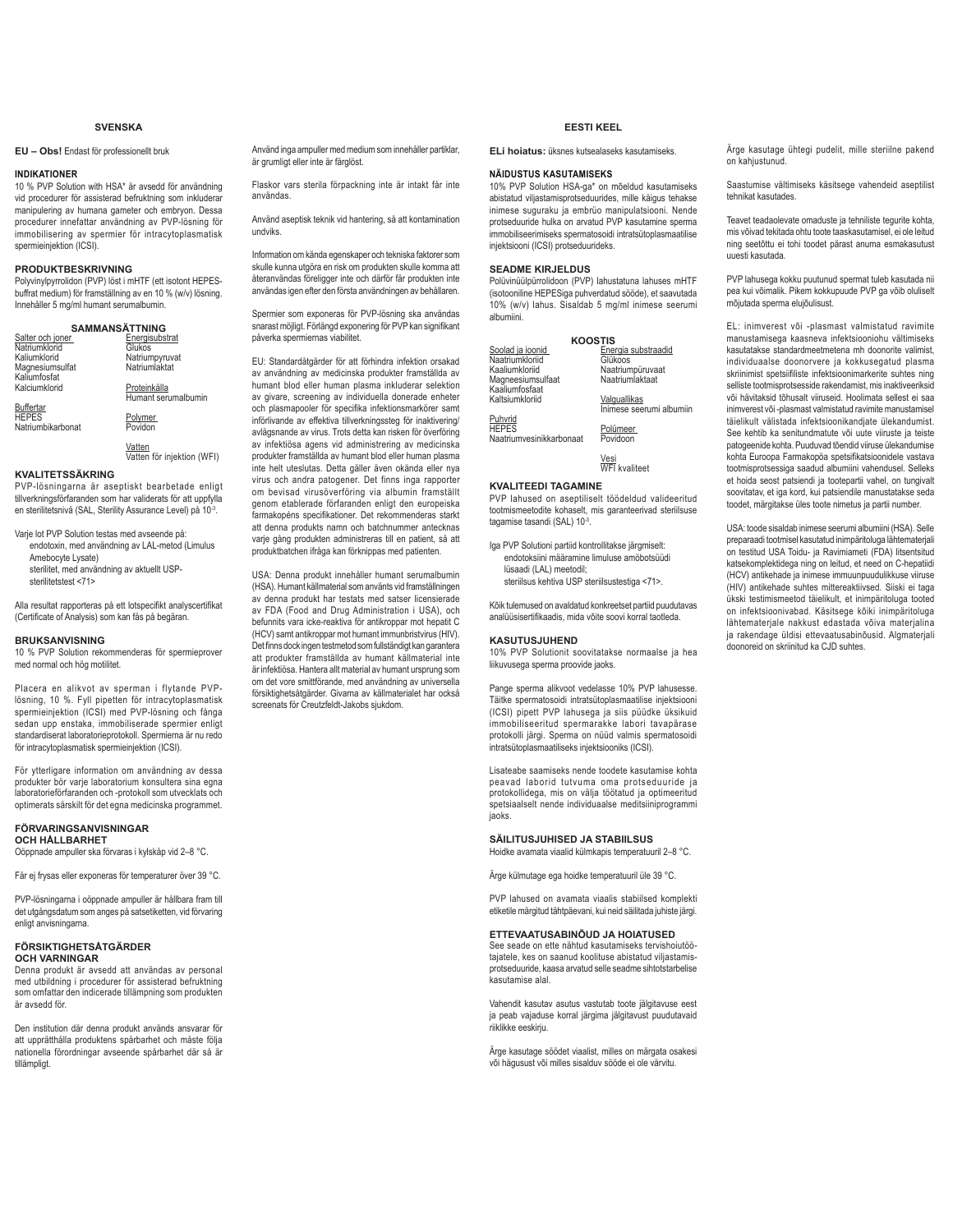## SVENSKA

**EU – Obs!** Endast för professionellt bruk

### INDIKATIONER

10 % PVP Solution with HSA* är avsedd för användning vid procedurer för assisterad befruktning som inkluderar manipulering av humana gameter och embryon. Dessa procedurer innefattar användning av PVP-lösning för immobilisering av spermier för intracytoplasmatisk spermieinjektion (ICSI).

### PRODUKTBESKRIVNING

Polyvinylpyrrolidon (PVP) löst i mHTF (ett isotont HEPES-buffrat medium) för framställning av en 10 % (w/v) lösning. Innehåller 5 mg/ml humant serumalbumin.

### SAMMANSÄTTNING

| Salter och joner | Energisubstrat |
|---|---|
| Natriumklorid | Glukos |
| Kaliumklorid | Natriumpyruvat |
| Magnesiumsulfat | Natriumlaktat |
| Kaliumfosfat | |
| Kalciumklorid | **Proteinkälla** |
| | Humant serumalbumin |
| **Buffertar** | |
| HEPES | **Polymer** |
| Natriumbikarbonat | Povidon |
| | **Vatten** |
| | Vatten för injektion (WFI) |

### KVALITETSSÄKRING

PVP-lösningarna är aseptiskt bearbetade enligt tillverkningsförfaranden som har validerats för att uppfylla en sterilitetsnivå (SAL, Sterility Assurance Level) på $10^{-3}$.

Varje lot PVP Solution testas med avseende på:
- endotoxin, med användning av LAL-metod (Limulus Amebocyte Lysate)
- sterilitet, med användning av aktuellt USP-sterilitetstest <71>

Alla resultat rapporteras på ett lotspecifikt analyscertifikat (Certificate of Analysis) som kan fås på begäran.

### BRUKSANVISNING

10 % PVP Solution rekommenderas för spermieprover med normal och hög motilitet.

Placera en alikvot av sperman i flytande PVP-lösning, 10 %. Fyll pipetten för intracytoplasmatisk spermieinjektion (ICSI) med PVP-lösning och fånga sedan upp enstaka, immobiliserade spermier enligt standardiserat laboratorieprotokoll. Spermierna är nu redo för intracytoplasmatisk spermieinjektion (ICSI).

För ytterligare information om användning av dessa produkter bör varje laboratorium konsultera sina egna laboratorieförfaranden och -protokoll som utvecklats och optimerats särskilt för det egna medicinska programmet.

### FÖRVARINGSANVISNINGAR OCH HÅLLBARHET

Oöppnade ampuller ska förvaras i kylskåp vid 2–8 °C.

Får ej frysas eller exponeras för temperaturer över 39 °C.

PVP-lösningarna i oöppnade ampuller är hållbara fram till det utgångsdatum som anges på satsetiketten, vid förvaring enligt anvisningarna.

### FÖRSIKTIGHETSÅTGÄRDER OCH VARNINGAR

Denna produkt är avsedd att användas av personal med utbildning i procedurer för assisterad befruktning som omfattar den indicerade tillämpning som produkten är avsedd för.

Den institution där denna produkt används ansvarar för att upprätthålla produktens spårbarhet och måste följa nationella förordningar avseende spårbarhet där så är tillämpligt.

Använd inga ampuller med medium som innehåller partiklar, är grumligt eller inte är färglöst.

Flaskor vars sterila förpackning inte är intakt får inte användas.

Använd aseptisk teknik vid hantering, så att kontamination undviks.

Information om kända egenskaper och tekniska faktorer som skulle kunna utgöra en risk om produkten skulle komma att återanvändas föreligger inte och därför får produkten inte användas igen efter den första användningen av behållaren.

Spermier som exponeras för PVP-lösning ska användas snarast möjligt. Förlängd exponering för PVP kan signifikant påverka spermiernas viabilitet.

EU: Standardåtgärder för att förhindra infektion orsakad av användning av medicinska produkter framställda av humant blod eller human plasma inkluderar selektion av givare, screening av individuella donerade enheter och plasmapooler för specifika infektionsmarkörer samt införlivande av effektiva tillverkningssteg för inaktivering/avlägsnande av virus. Trots detta kan risken för överföring av infektiösa agens vid administrering av medicinska produkter framställda av humant blod eller human plasma inte helt uteslutas. Detta gäller även okända eller nya virus och andra patogener. Det finns inga rapporter om bevisad virusöverföring via albumin framställt genom etablerade förfaranden enligt den europeiska farmakopéns specifikationer. Det rekommenderas starkt att denna produkts namn och batchnummer antecknas varje gång produkten administreras till en patient, så att produktbatchen ifråga kan förknippas med patienten.

USA: Denna produkt innehåller humant serumalbumin (HSA). Humant källmaterial som använts vid framställningen av denna produkt har testats med satser licensierade av FDA (Food and Drug Administration i USA), och befunnits vara icke-reaktiva för antikroppar mot hepatit C (HCV) samt antikroppar mot humant immunbristvirus (HIV). Det finns dock ingen testmetod som fullständigt kan garantera att produkter framställda av humant källmaterial inte är infektiösa. Hantera allt material av humant ursprung som om det vore smittförande, med användning av universella försiktighetsåtgärder. Givarna av källmaterialet har också screenats för Creutzfeldt-Jakobs sjukdom.

## EESTI KEEL

**ELi hoiatus:** üksnes kutsealaseks kasutamiseks.

### NÄIDUSTUS KASUTAMISEKS

10% PVP Solution HSA-ga* on mõeldud kasutamiseks abistatud viljastamisprotseduurides, mille käigus tehakse inimese suguraku ja embrüo manipulatsiooni. Nende protseduuride hulka on arvatud PVP kasutamine sperma immobiliseerimiseks spermatosoidi intratsütoplasmaatilise injektsiooni (ICSI) protseduurideks.

### SEADME KIRJELDUS

Polüvinüülpürrolidoon (PVP) lahustatuna lahuses mHTF (isotooniline HEPESiga puhverdatud sööde), et saavutada 10% (w/v) lahus. Sisaldab 5 mg/ml inimese seerumi albumiini.

### KOOSTIS

| Soolad ja ioonid | Energia substraadid |
|---|---|
| Naatriumkloriid | Glükoos |
| Kaaliumkloriid | Naatriumpüruvaat |
| Magneesiumsulfaat | Naatriumlaktaat |
| Kaaliumfosfaat | |
| Kaltsiumkloriid | **Valguallikas** |
| | Inimese seerumi albumiin |
| **Puhvrid** | |
| HEPES | **Polümeer** |
| Naatriumvesinikkarbonaat | Povidoon |
| | **Vesi** |
| | WFI kvaliteet |

### KVALITEEDI TAGAMINE

PVP lahused on aseptiliselt töödeldud valideeritud tootmismeetodite kohaselt, mis garanteerivad steriilsuse tagamise tasandi (SAL) $10^{-3}$.

Iga PVP Solutioni partiid kontrollitakse järgmiselt:
- endotoksiini määramine limuluse amöbotsüüdi lüsaadi (LAL) meetodil;
- steriilsus kehtiva USP steriilsustestiga <71>.

Kõik tulemused on avaldatud konkreetset partiid puudutavas analüüsisertifikaadis, mida võite soovi korral taotleda.

### KASUTUSJUHEND

10% PVP Solutionit soovitatakse normaalse ja hea liikuvusega sperma proovide jaoks.

Pange sperma alikvoot vedelasse 10% PVP lahusesse. Täitke spermatosoidi intratsütoplasmaatilise injektsiooni (ICSI) pipett PVP lahusega ja siis püüdke üksikuid immobiliseeritud spermarakke labori tavapärase protokolli järgi. Sperma on nüüd valmis spermatosoidi intratsütoplasmaatiliseks injektsiooniks (ICSI).

Lisateabe saamiseks nende toodete kasutamise kohta peavad laborid tutvuma oma protseduuride ja protokollidega, mis on välja töötatud ja optimeeritud spetsiaalselt nende individuaalse meditsiiniprogrammi jaoks.

### SÄILITUSJUHISED JA STABIILSUS

Hoidke avamata viaalid külmkapis temperatuuril 2–8 °C.

Ärge külmutage ega hoidke temperatuuril üle 39 °C.

PVP lahused on avamata viaalis stabiilsed komplekti etiketile märgitud tähtpäevani, kui neid säilitada juhiste järgi.

### ETTEVAATUSABINÕUD JA HOIATUSED

See seade on ette nähtud kasutamiseks tervishoiutöötajatele, kes on saanud koolituse abistatud viljastamisprotseduuride, kaasa arvatud selle seadme sihtotstarbelise kasutamise alal.

Vahendit kasutav asutus vastutab toote jälgitavuse eest ja peab vajaduse korral järgima jälgitavust puudutavaid riiklikke eeskirju.

Ärge kasutage söödet viaalist, milles on märgata osakesi või hägusust või milles sisalduv sööde ei ole värvitu.

Ärge kasutage ühtegi pudelit, mille steriilne pakend on kahjustunud.

Saastumise vältimiseks käsitsege vahendeid aseptilist tehnikat kasutades.

Teavet teadaolevate omaduste ja tehniliste tegurite kohta, mis võivad tekitada ohtu toote taaskasutamisel, ei ole leitud ning seetõttu ei tohi toodet pärast anuma esmakasutust uuesti kasutada.

PVP lahusega kokku puutunud spermat tuleb kasutada nii pea kui võimalik. Pikem kokkupuude PVP ga võib oluliselt mõjutada sperma elujõulisust.

EL: inimverest või -plasmast valmistatud ravimite manustamisega kaasneva infektsiooniohu vältimiseks kasutatakse standardmeetmetena mh doonorite valimist, individuaalse doonorvere ja kokkusegatud plasma skriinimist spetsiifiliste infektsioonimarkerite suhtes ning selliste tootmisprotsesside rakendamist, mis inaktiveeriksid või hävitaksid tõhusalt viiruseid. Hoolimata sellest ei saa inimverest või -plasmast valmistatud ravimite manustamisel täielikult välistada infektsioonikandjate ülekandumist. See kehtib ka senitundmatute või uute viiruste ja teiste patogeenide kohta. Puuduvad tõendid viiruse ülekandumise kohta Euroopa Farmakopöa spetsifikatsioonidele vastava tootmisprotsessiga saadud albumiini vahendusel. Selleks et hoida seost patsiendi ja tootepartii vahel, on tungivalt soovitatav, et iga kord, kui patsiendile manustatakse seda toodet, märgitakse üles toote nimetus ja partii number.

USA: toode sisaldab inimese seerumi albumiini (HSA). Selle preparaadi tootmisel kasutatud inimpäritoluga lähtematerjali on testitud USA Toidu- ja Ravimiameti (FDA) litsentsitud katsekomplektidega ning on leitud, et need on C-hepatiidi (HCV) antikehade ja inimese immuunpuudulikkuse viiruse (HIV) antikehade suhtes mittereaktiivsed. Siiski ei ta ükski testimismeetod täielikult, et inimpäritoluga tooted on infektsioonivabad. Käsitsege kõiki inimpäritoluga lähtematerjale nakkust edastada võiva materjalina ja rakendage üldisi ettevaatusabinõusid. Algmaterjali doonoreid on skriinitud ka CJD suhtes.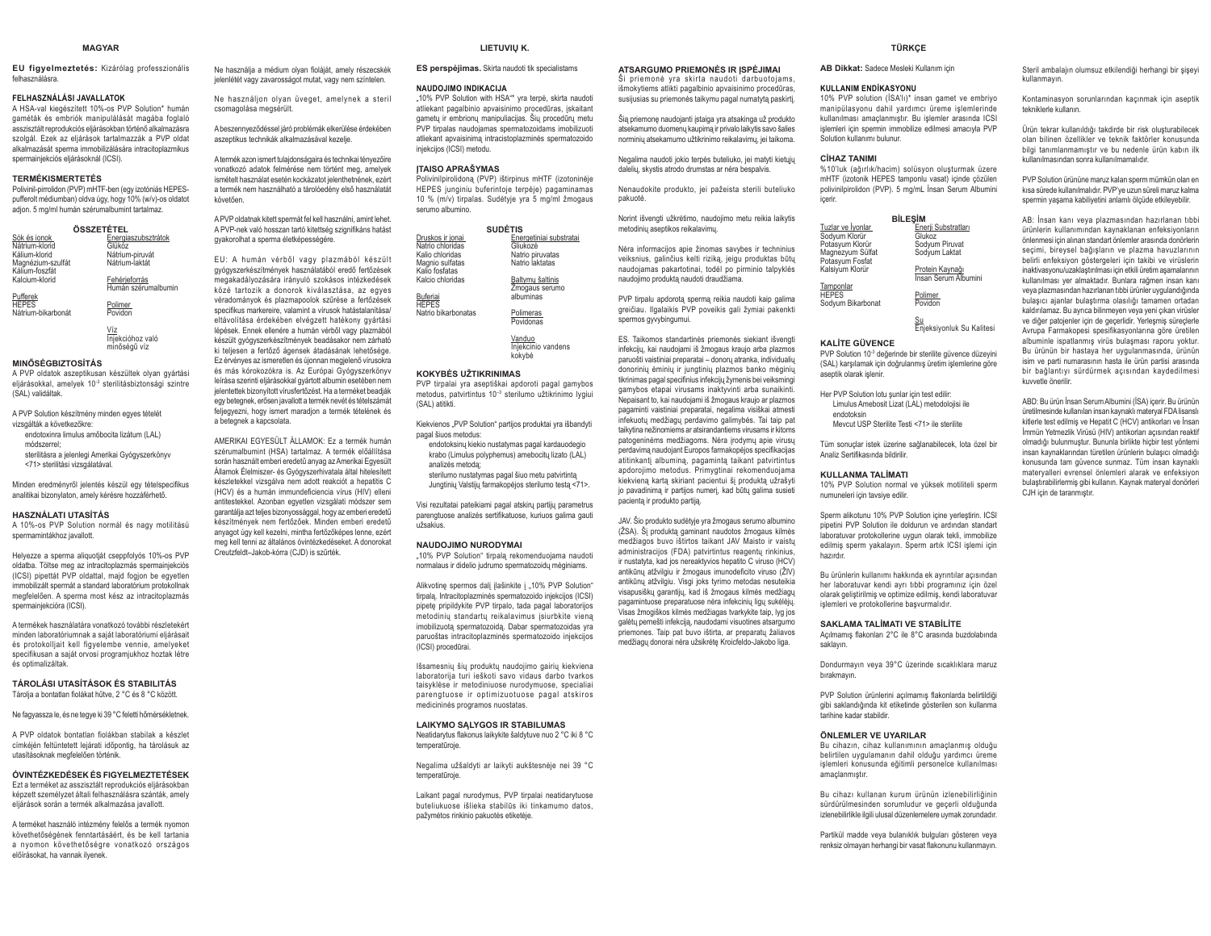# MAGYAR

**EU figyelmeztetés:** Kizárólag professzionális felhasználásra.

## FELHASZNÁLÁSI JAVALLATOK

A HSA-val kiegészített 10%-os PVP Solution* humán gaméták és embriók manipulálását magába foglaló asszisztált reprodukciós eljárásokban történő alkalmazásra szolgál. Ezek az eljárások tartalmazzák a PVP oldat alkalmazását sperma immobilizálására intracitoplazmikus spermainjekciós eljárásoknál (ICSI).

## TERMÉKISMERTETÉS

Polivinil-pirrolidon (PVP) mHTF-ben (egy izotóniás HEPES-pufferolt médiumban) oldva úgy, hogy 10% (w/v)-os oldatot adjon. 5 mg/ml humán szérumalbumint tartalmaz.

## ÖSSZETÉTEL

| Sók és ionok | Energiaszubsztrátok |
|---|---|
| Nátrium-klorid | Glükóz |
| Kálium-klorid | Nátrium-piruvát |
| Magnézium-szulfát | Nátrium-laktát |
| Kálium-foszfát | |
| Kalcium-klorid | Fehérjeforrás |
| | Humán szérumalbumin |
| **Pufferek** | |
| HEPES | Polimer |
| Nátrium-bikarbonát | Povidon |
| | Víz |
| | Injekcióhoz való minőségű víz |

## MINŐSÉGBIZTOSÍTÁS

A PVP oldatok aszeptikusan készültek olyan gyártási eljárásokkal, amelyek $10^{-3}$ sterilitásbiztonsági szintre (SAL) validáltak.

A PVP Solution készítmény minden egyes tételét vizsgálták a következőkre:

- endotoxinra limulus amőbocita lizátum (LAL) módszerrel;
- sterilitásra a jelenlegi Amerikai Gyógyszerkönyv <71> sterilitási vizsgálatával.

Minden eredményről jelentés készül egy tételspecifikus analitikai bizonylaton, amely kérésre hozzáférhető.

## HASZNÁLATI UTASÍTÁS

A 10%-os PVP Solution normál és nagy motilitású spermamintákhoz javallott.

Helyezze a sperma aliquotját cseppfolyós 10%-os PVP oldatba. Töltse meg az intracitoplazmás spermainjekciós (ICSI) pipettát PVP oldattal, majd fogjon be egyetlen immobilizált spermát a standard laboratóriumi protokollnak megfelelően. A sperma most kész az intracitoplazmás spermainjekcióra (ICSI).

A termékek használatára vonatkozó további részletekért minden laboratóriumnak a saját laboratóriumi eljárásait és protokolljait kell figyelembe vennie, amelyeket specifikusan a saját orvosi programjukhoz hoztak létre és optimalizáltak.

## TÁROLÁSI UTASÍTÁSOK ÉS STABILITÁS

Tárolja a bontatlan fiolákat hűtve, 2 °C és 8 °C között.

Ne fagyassza le, és ne tegye ki 39 °C feletti hőmérsékletnek.

A PVP oldatok bontatlan fiolákban stabilak a készlet címkéjén feltüntetett lejárati időpontig, ha tárolásuk az utasításoknak megfelelően történik.

## ÓVINTÉZKEDÉSEK ÉS FIGYELMEZTETÉSEK

Ezt a terméket az asszisztált reprodukciós eljárásokban képzett személyzet általi felhasználásra szánták, amely eljárások során a termék alkalmazása javallott.

A terméket használó intézmény felelős a termék nyomon követhetőségének fenntartásáért, és be kell tartania a nyomon követhetőségre vonatkozó országos előírásokat, ha vannak ilyenek.

Ne használja a médium olyan fioláját, amely részecskék jelenlétét vagy zavarosságot mutat, vagy nem színtelen.

Ne használjon olyan üveget, amelynek a steril csomagolása megsérült.

A beszennyeződéssel járó problémák elkerülése érdekében aszeptikus technikák alkalmazásával kezelje.

A termék azon ismert tulajdonságaira és technikai tényezőire vonatkozó adatok felmérése nem történt meg, amelyek ismételt használat esetén kockázatot jelenthetnének, ezért a termék nem használható a tárolóedény első használatát követően.

A PVP oldatnak kitett spermát fel kell használni, amint lehet. A PVP-nek való hosszan tartó kitettség szignifikáns hatást gyakorolhat a sperma életképességére.

EU: A humán vérből vagy plazmából készült gyógyszerkészítmények használatából eredő fertőzések megakadályozására irányuló szokásos intézkedések közé tartozik a donorok kiválasztása, az egyes véradományok és plazmapoolok szűrése a fertőzések specifikus markereire, valamint a vírusok hatástalanítása/eltávolítása érdekében elvégzett hatékony gyártási lépések. Ennek ellenére a humán vérből vagy plazmából készült gyógyszerkészítmények beadásakor nem zárható ki teljesen a fertőző ágensek átadásának lehetősége. Ez érvényes az ismeretlen és újonnan megjelenő vírusokra és más kórokozókra is. Az Európai Gyógyszerkönyv leírása szerinti eljárásokkal gyártott albumin esetében nem jelentettek bizonyított vírusfertőzést. Ha a terméket beadják egy betegnek, erősen javallott a termék nevét és tételszámát feljegyezni, hogy ismert maradjon a termék tételének és a betegnek a kapcsolata.

AMERIKAI EGYESÜLT ÁLLAMOK: Ez a termék humán szérumalbumint (HSA) tartalmaz. A termék előállítása során használt emberi eredetű anyagot az Amerikai Egyesült Államok Élelmiszer- és Gyógyszerhivatala által hitelesített készletekkel vizsgálva nem adott reakciót a hepatitis C (HCV) és a humán immundeficiencia vírus (HIV) elleni antitestekkel. Azonban egyetlen vizsgálati módszer sem garantálja azt teljes bizonyossággal, hogy az emberi eredetű készítmények nem fertőzőek. Minden emberi eredetű anyagot úgy kell kezelni, mintha fertőzőképes lenne, ezért meg kell tenni az általános óvintézkedéseket. A donorokat Creutzfeldt–Jakob-kórra (CJD) is szűrték.

# LIETUVIŲ K.

**ES perspėjimas.** Skirta naudoti tik specialistams

## NAUDOJIMO INDIKACIJA

„10% PVP Solution with HSA"* yra terpė, skirta naudoti atliekant pagalbinio apvaisinimo procedūras, įskaitant gametų ir embrionų manipuliacijas. Šių procedūrų metu PVP tirpalas naudojamas spermatozoidams imobilizuoti atliekant apvaisinimą intracitoplazminės spermatozoido injekcijos (ICSI) metodu.

## ĮTAISO APRAŠYMAS

Polivinilpirolidoną (PVP) ištirpinus mHTF (izotoninėje HEPES junginiu buferintoje terpėje) pagaminamas 10 % (m/v) tirpalas. Sudėtyje yra 5 mg/ml žmogaus serumo albumino.

## SUDĖTIS

| Druskos ir jonai | Energetiniai substratai |
|---|---|
| Natrio chloridas | Gliukozė |
| Kalio chloridas | Natrio piruvatas |
| Magnio sulfatas | Natrio laktatas |
| Kalio fosfatas | |
| Kalcio chloridas | Baltymų šaltinis |
| | Žmogaus serumo albuminas |
| **Buferiai** | |
| HEPES | |
| Natrio bikarbonatas | Polimeras |
| | Povidonas |
| | Vanduo |
| | Injekcinio vandens kokybė |

## KOKYBĖS UŽTIKRINIMAS

PVP tirpalai yra aseptiškai apdoroti pagal gamybos metodus, patvirtintus $10^{-3}$ sterilumo užtikrinimo lygiui (SAL) atitikti.

Kiekvienos „PVP Solution" partijos produktai yra išbandyti pagal šiuos metodus:

- endotoksinų kiekio nustatymas pagal kardauodegio krabo (Limulus polyphemus) amebocitų lizato (LAL) analizės metodą;
- sterilumo nustatymas pagal šiuo metu patvirtintą Jungtinių Valstijų farmakopėjos sterilumo testą <71>.

Visi rezultatai pateikiami pagal atskirų partijų parametrus parengtuose analizės sertifikatuose, kuriuos galima gauti užsakius.

## NAUDOJIMO NURODYMAI

„10% PVP Solution" tirpalą rekomenduojama naudoti normalaus ir didelio judrumo spermatozoidų mėginiams.

Alikvotinę spermos dalį įlašinkite į „10% PVP Solution" tirpalą. Intracitoplazminės spermatozoido injekcijos (ICSI) pipetę pripildykite PVP tirpalo, tada pagal laboratorijos metodinių standartų reikalavimus įsiurbkite vieną imobilizuotą spermatozoidą. Dabar spermatozoidas yra paruoštas intracitoplazminės spermatozoido injekcijos (ICSI) procedūrai.

Išsamesnių šių produktų naudojimo gairių kiekviena laboratorija turi ieškoti savo vidaus darbo tvarkos taisyklėse ir metodiniuose nurodymuose, specialiai parengtuose ir optimizuotuose pagal atskiros medicininės programos nuostatas.

## LAIKYMO SĄLYGOS IR STABILUMAS

Neatidarytus flakonus laikykite šaldytuve nuo 2 °C iki 8 °C temperatūroje.

Negalima užšaldyti ar laikyti aukštesnėje nei 39 °C temperatūroje.

Laikant pagal nurodymus, PVP tirpalai neatidarytuose buteliukuose išlieka stabilūs iki tinkamumo datos, pažymėtos rinkinio pakuotės etiketėje.

## ATSARGUMO PRIEMONĖS IR ĮSPĖJIMAI

Ši priemonė yra skirta naudoti darbuotojams, išmokytiems atlikti pagalbinio apvaisinimo procedūras, susijusias su priemonės taikymu pagal numatytą paskirtį.

Šią priemonę naudojanti įstaiga yra atsakinga už produkto atsekamumo duomenų kaupimą ir privalo laikytis savo šalies norminių atsekamumo užtikrinimo reikalavimų, jei taikoma.

Negalima naudoti jokio terpės buteliuko, jei matyti kietųjų dalelių, skystis atrodo drumstas ar nėra bespalvis.

Nenaudokite produkto, jei pažeista sterili buteliuko pakuotė.

Norint išvengti užkrėtimo, naudojimo metu reikia laikytis metodinių aseptikos reikalavimų.

Nėra informacijos apie žinomas savybes ir techninius veiksnius, galinčius kelti riziką, jeigu produktas būtų naudojamas pakartotinai, todėl po pirminio talpyklės naudojimo produktą naudoti draudžiama.

PVP tirpalu apdorotą spermą reikia naudoti kaip galima greičiau. Ilgalaikis PVP poveikis gali žymiai pakenkti spermos gyvybingumui.

ES. Taikomos standartinės priemonės siekiant išvengti infekcijų, kai naudojami iš žmogaus kraujo arba plazmos paruošti vaistiniai preparatai – donorų atranka, individualių donorinių ėminių ir jungtinių plazmos banko mėginių tikrinimas pagal specifinius infekcijų žymenis bei veiksmingi gamybos etapai virusams inaktyvinti arba sunaikinti. Nepaisant to, kai naudojami iš žmogaus kraujo ar plazmos pagaminti vaistiniai preparatai, negalima visiškai atmesti infekuotų medžiagų perdavimo galimybės. Tai taip pat taikytina nežinomiems ar atsirandantiems virusams ir kitoms patogeninėms medžiagoms. Nėra įrodymų apie virusų perdavimą naudojant Europos farmakopėjos specifikacijas atitinkantį albuminą, pagamintą taikant patvirtintus apdorojimo metodus. Primygtinai rekomenduojama kiekvieną kartą skiriant pacientui šį produktą užrašyti jo pavadinimą ir partijos numerį, kad būtų galima susieti pacientą ir produkto partiją.

JAV. Šio produkto sudėtyje yra žmogaus serumo albumino (ŽSA). Šį produktą gaminant naudotos žmogaus kilmės medžiagos buvo ištirtos taikant JAV Maisto ir vaistų administracijos (FDA) patvirtintus reagentų rinkinius, ir nustatyta, kad jos nereaktyvios hepatito C viruso (HCV) antikūnų atžvilgiu ir žmogaus imunodeficito viruso (ŽIV) antikūnų atžvilgiu. Visgi joks tyrimo metodas nesuteikia visapusiškų garantijų, kad iš žmogaus kilmės medžiagų pagamintuose preparatuose nėra infekcinių ligų sukėlėjų. Visas žmogiškos kilmės medžiagas tvarkykite taip, lyg jos galėtų pernešti infekciją, naudodami visuotines atsargumo priemones. Taip pat buvo ištirta, ar preparatų žaliavos medžiagų donorai nėra užsikrėtę Kroicfeldo-Jakobo liga.

# TÜRKÇE

**AB Dikkat:** Sadece Mesleki Kullanım İçin

## KULLANIM ENDİKASYONU

10% PVP solution (İSA'lı)* insan gamet ve embriyo manipülasyonu dahil yardımcı üreme işlemlerinde kullanılması amaçlanmıştır. Bu işlemler arasında ICSI işlemleri için spermin immobilize edilmesi amacıyla PVP Solution kullanımı bulunur.

## CİHAZ TANIMI

%10'luk (ağırlık/hacim) solüsyon oluşturmak üzere mHTF (izotonik HEPES tamponlu vasat) içinde çözülen polivinilpirolidon (PVP). 5 mg/mL İnsan Serum Albumini içerir.

## BİLEŞİM

| Tuzlar ve İyonlar | Enerji Substratları |
|---|---|
| Sodyum Klorür | Glukoz |
| Potasyum Klorür | Sodyum Piruvat |
| Magnezyum Sülfat | Sodyum Laktat |
| Potasyum Fosfat | |
| Kalsiyum Klorür | Protein Kaynağı |
| | İnsan Serum Albümini |
| **Tamponlar** | |
| HEPES | Polimer |
| Sodyum Bikarbonat | Povidon |
| | Su |
| | Enjeksiyonluk Su Kalitesi |

## KALİTE GÜVENCE

PVP Solution $10^{-3}$ değerinde bir sterilite güvence düzeyini (SAL) karşılamak için doğrulanmış üretim işlemlerine göre aseptik olarak işlenir.

Her PVP Solution lotu şunlar için test edilir:

- Limulus Amebosit Lizat (LAL) metodolojisi ile endotoksin
- Mevcut USP Sterilite Testi <71> ile sterilite

Tüm sonuçlar istek üzerine sağlanabilecek, lota özel bir Analiz Sertifikasında bildirilir.

## KULLANMA TALİMATI

10% PVP Solution normal ve yüksek motiliteli sperm numuneleri için tavsiye edilir.

Sperm alikotunu 10% PVP Solution içine yerleştirin. ICSI pipetini PVP Solution ile doldurun ve ardından standart laboratuvar protokollerine uygun olarak tekli, immobilize edilmiş sperm yakalayın. Sperm artık ICSI işlemi için hazırdır.

Bu ürünlerin kullanımı hakkında ek ayrıntılar açısından her laboratuvar kendi ayrı tıbbi programınız için özel olarak geliştirilmiş ve optimize edilmiş, kendi laboratuvar işlemleri ve protokollerine başvurmalıdır.

## SAKLAMA TALİMATI VE STABİLİTE

Açılmamış flakonları 2°C ile 8°C arasında buzdolabında saklayın.

Dondurmayın veya 39°C üzerinde sıcaklıklara maruz bırakmayın.

PVP Solution ürünlerini açılmamış flakonlarda belirtildiği gibi saklandığında kit etiketinde gösterilen son kullanma tarihine kadar stabildir.

## ÖNLEMLER VE UYARILAR

Bu cihazın, cihaz kullanımının amaçlanmış olduğu belirtilen uygulamanın dahil olduğu yardımcı üreme işlemleri konusunda eğitimli personelce kullanılması amaçlanmıştır.

Bu cihazı kullanan kurum ürünün izlenebilirliğinin sürdürülmesinden sorumludur ve geçerli olduğunda izlenebilirlikle ilgili ulusal düzenlemelere uymak zorundadır.

Partikül madde veya bulanıklık bulguları gösteren veya renksiz olmayan herhangi bir vasat flakonunu kullanmayın.

Steril ambalajın olumsuz etkilendiği herhangi bir şişeyi kullanmayın.

Kontaminasyon sorunlarından kaçınmak için aseptik tekniklerle kullanın.

Ürün tekrar kullanıldığı takdirde bir risk oluşturabilecek olan bilinen özellikler ve teknik faktörler konusunda bilgi tanımlanmamıştır ve bu nedenle ürün kabın ilk kullanılmasından sonra kullanılmamalıdır.

PVP Solution ürününe maruz kalan sperm mümkün olan en kısa sürede kullanılmalıdır. PVP'ye uzun süreli maruz kalma spermin yaşama kabiliyetini anlamlı ölçüde etkileyebilir.

AB: İnsan kanı veya plazmasından hazırlanan tıbbi ürünlerin kullanımından kaynaklanan enfeksiyonların önlenmesi için alınan standart önlemler arasında donörlerin seçimi, bireysel bağışların ve plazma havuzlarının belirli enfeksiyon göstergeleri için takibi ve virüslerin inaktivasyonu/uzaklaştırılması için etkili üretim aşamalarının kullanılması yer almaktadır. Bunlara rağmen insan kanı veya plazmasından hazırlanan tıbbi ürünler uygulandığında bulaşıcı ajanlar bulaştırma olasılığı tamamen ortadan kaldırılamaz. Bu ayrıca bilinmeyen veya yeni çıkan virüsler ve diğer patojenler için de geçerlidir. Yerleşmiş süreçlerle Avrupa Farmakopesi spesifikasyonlarına göre üretilen albuminle ispatlanmış virüs bulaşması raporu yoktur. Bu ürünün bir hastaya her uygulanmasında, ürünün isim ve parti numarasının hasta ile ürün partisi arasında bir bağlantıyı sürdürmek açısından kaydedilmesi kuvvetle önerilir.

ABD: Bu ürün İnsan Serum Albumini (İSA) içerir. Bu ürünün üretilmesinde kullanılan insan kaynaklı materyal FDA lisanslı kitlerle test edilmiş ve Hepatit C (HCV) antikorları ve İnsan İmmün Yetmezlik Virüsü (HIV) antikorları açısından reaktif olmadığı bulunmuştur. Bununla birlikte hiçbir test yöntemi insan kaynaklarından türetilen ürünlerin bulaşıcı olmadığı konusunda tam güvence sunmaz. Tüm insan kaynaklı materyalleri evrensel önlemleri alarak ve enfeksiyon bulaştırabilirlermiş gibi kullanın. Kaynak materyal donörleri CJH için de taranmıştır.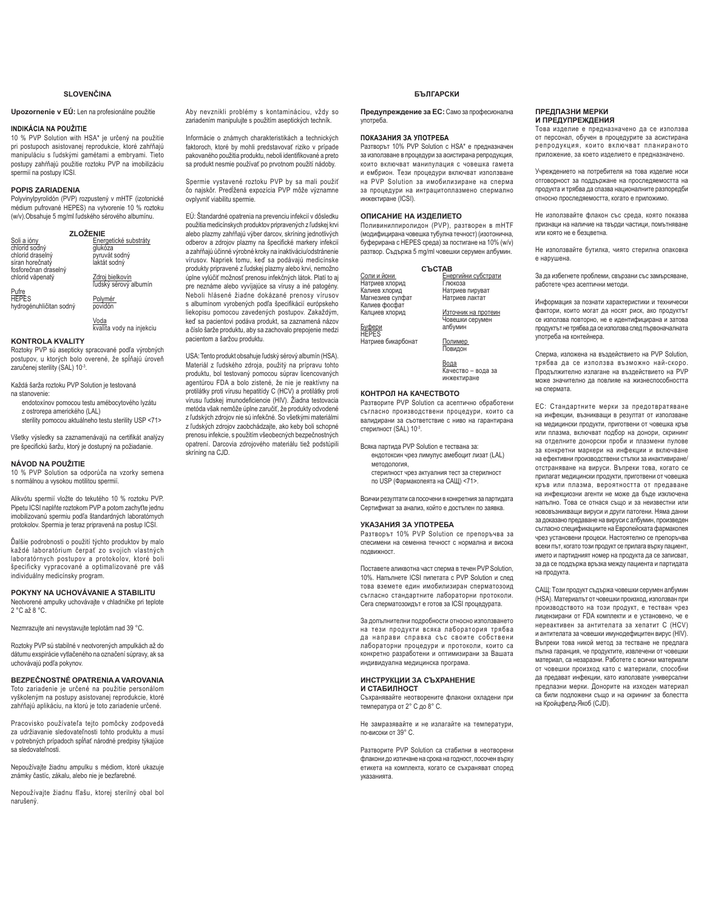## SLOVENČINA

**Upozornenie v EÚ:** Len na profesionálne použitie

### INDIKÁCIA NA POUŽITIE

10 % PVP Solution with HSA* je určený na použitie pri postupoch asistovanej reprodukcie, ktoré zahŕňajú manipuláciu s ľudskými gamétami a embryami. Tieto postupy zahŕňajú použitie roztoku PVP na imobilizáciu spermií na postupy ICSI.

### POPIS ZARIADENIA

Polyvinylpyrolidón (PVP) rozpustený v mHTF (izotonické médium pufrované HEPES) na vytvorenie 10 % roztoku (w/v).Obsahuje 5 mg/ml ľudského sérového albumínu.

### ZLOŽENIE

| Soli a ióny | Energetické substráty |
|---|---|
| chlorid sodný | glukóza |
| chlorid draselný | pyruvát sodný |
| síran horečnatý | laktát sodný |
| fosforečnan draselný | |
| chlorid vápenatý | Zdroj bielkovín |
| | ľudský sérový albumín |
| Pufre | |
| HEPES | Polymér |
| hydrogénuhličitan sodný | povidón |
| | Voda |
| | kvalita vody na injekciu |

### KONTROLA KVALITY

Roztoky PVP sú asepticky spracované podľa výrobných postupov, u ktorých bolo overené, že spĺňajú úroveň zaručenej sterility (SAL) $10^{-3}$.

Každá šarža roztoku PVP Solution je testovaná na stanovenie:

- endotoxínov pomocou testu amébocytového lyzátu z ostrorepa amerického (LAL)
- sterility pomocou aktuálneho testu sterility USP <71>

Všetky výsledky sa zaznamenávajú na certifikát analýzy pre špecifickú šaržu, ktorý je dostupný na požiadanie.

### NÁVOD NA POUŽITIE

10 % PVP Solution sa odporúča na vzorky semena s normálnou a vysokou motilitou spermií.

Alikvótu spermií vložte do tekutého 10 % roztoku PVP. Pipetu ICSI naplňte roztokom PVP a potom zachyťte jednu imobilizovanú spermiu podľa štandardných laboratórnych protokolov. Spermia je teraz pripravená na postup ICSI.

Ďalšie podrobnosti o použití týchto produktov by malo každé laboratórium čerpať zo svojich vlastných laboratórnych postupov a protokolov, ktoré boli špecificky vypracované a optimalizované pre váš individuálny medicínsky program.

### POKYNY NA UCHOVÁVANIE A STABILITU

Neotvorené ampulky uchovávajte v chladničke pri teplote 2 °C až 8 °C.

Nezmrazujte ani nevystavujte teplotám nad 39 °C.

Roztoky PVP sú stabilné v neotvorených ampulkách až do dátumu exspirácie vytlačeného na označení súpravy, ak sa uchovávajú podľa pokynov.

### BEZPEČNOSTNÉ OPATRENIA A VAROVANIA

Toto zariadenie je určené na použitie personálom vyškoleným na postupy asistovanej reprodukcie, ktoré zahŕňajú aplikáciu, na ktorú je toto zariadenie určené.

Pracovisko používateľa tejto pomôcky zodpovedá za udržiavanie sledovateľnosti tohto produktu a musí v potrebných prípadoch spĺňať národné predpisy týkajúce sa sledovateľnosti.

Nepoužívajte žiadnu ampulku s médiom, ktoré ukazuje známky častíc, zákalu, alebo nie je bezfarebné.

Nepoužívajte žiadnu fľašu, ktorej sterilný obal bol narušený.

Aby nevznikli problémy s kontamináciou, vždy so zariadením manipulujte s použitím aseptických techník.

Informácie o známych charakteristikách a technických faktoroch, ktoré by mohli predstavovať riziko v prípade pakovaného použitia produktu, neboli identifikované a preto sa produkt nesmie používať po prvotnom použití nádoby.

Spermie vystavené roztoku PVP by sa mali použiť čo najskôr. Predĺžená expozícia PVP môže významne ovplyvniť viabilitu spermie.

EÚ: Štandardné opatrenia na prevenciu infekcií v dôsledku použitia medicínskych produktov pripravených z ľudskej krvi alebo plazmy zahŕňajú výber darcov, skríning jednotlivých odberov a zdrojov plazmy na špecifické markery infekcií a zahŕňajú účinné výrobné kroky na inaktiváciu/odstránenie vírusov. Napriek tomu, keď sa podávajú medicínske produkty pripravené z ľudskej plazmy alebo krvi, nemožno úplne vylúčiť možnosť prenosu infekčných látok. Platí to aj pre neznáme alebo vyvíjajúce sa vírusy a iné patogény. Neboli hlásené žiadne dokázané prenosy vírusov s albumínom vyrobených podľa špecifikácií európskeho liekopisu pomocou zavedených postupov. Zakaždým, keď sa pacientovi podáva produkt, sa zaznamená názov a číslo šarže produktu, aby sa zachovalo prepojenie medzi pacientom a šaržou produktu.

USA: Tento produkt obsahuje ľudský sérový albumín (HSA). Materiál z ľudského zdroja, použitý na prípravu tohto produktu, bol testovaný pomocou súprav licencovaných agentúrou FDA a bolo zistené, že nie je reaktívny na protilátky proti vírusu hepatitídy C (HCV) a protilátky proti vírusu ľudskej imunodeficiencie (HIV). Žiadna testovacia metóda však nemôže úplne zaručiť, že produkty odvodené z ľudských zdrojov nie sú infekčné. So všetkými materiálmi z ľudských zdrojov zaobchádzajte, ako keby boli schopné prenosu infekcie, s použitím všeobecných bezpečnostných opatrení. Darcovia zdrojového materiálu tiež podstúpili skríning na CJD.

## БЪЛГАРСКИ

**Предупреждение за ЕС:** Само за професионална употреба.

### ПОКАЗАНИЯ ЗА УПОТРЕБА

Разтворът 10% PVP Solution с HSA* е предназначен за използване в процедури за асистирана репродукция, които включват манипулация с човешка гамета и ембрион. Тези процедури включват използване на PVP Solution за имобилизиране на сперма за процедури на интрацитоплазмено спермално инжектиране (ICSI).

### ОПИСАНИЕ НА ИЗДЕЛИЕТО

Поливинилпиролидон (PVP), разтворен в mHTF (модифицирана човешка тубулна течност) (изотонична, буферирана с HEPES среда) за постигане на 10% (w/v) разтвор. Съдържа 5 mg/ml човешки серумен албумин.

### СЪСТАВ

| Соли и йони | Енергийни субстрати |
|---|---|
| Натриев хлорид | Глюкоза |
| Калиев хлорид | Натриев пируват |
| Магнезиев сулфат | Натриев лактат |
| Калиев фосфат | |
| Калциев хлорид | Източник на протеин |
| | Човешки серумен албумин |
| Буфери | |
| HEPES | |
| Натриев бикарбонат | Полимер |
| | Повидон |
| | Вода |
| | Качество – вода за инжектиране |

### КОНТРОЛ НА КАЧЕСТВОТО

Разтворите PVP Solution са асептично обработени съгласно производствени процедури, които са валидирани за съответствие с ниво на гарантирана стерилност (SAL) $10^{-3}$.

Всяка партида PVP Solution е тествана за:

- ендотоксин чрез лимулус амебоцит лизат (LAL) методология,
- стерилност чрез актуалния тест за стерилност по USP (Фармакопеята на САЩ) <71>.

Всички резултати са посочени в конкретния за партидата Сертификат за анализ, който е достъпен по заявка.

### УКАЗАНИЯ ЗА УПОТРЕБА

Разтворът 10% PVP Solution се препоръчва за спесимени на семенна течност с нормална и висока подвижност.

Поставете аликвотна част сперма в течен PVP Solution, 10%. Напълнете ICSI пипетата с PVP Solution и след това вземете един имобилизиран сперматозоид съгласно стандартните лабораторни протоколи. Сега сперматозоидът е готов за ICSI процедурата.

За допълнителни подробности относно използването на тези продукти всяка лаборатория трябва да направи справка със своите собствени лабораторни процедури и протоколи, които са конкретно разработени и оптимизирани за Вашата индивидуална медицинска програма.

### ИНСТРУКЦИИ ЗА СЪХРАНЕНИЕ И СТАБИЛНОСТ

Съхранявайте неотворените флакони охладени при температура от 2° С до 8° С.

Не замразявайте и не излагайте на температури, по-високи от 39° С.

Разтворите PVP Solution са стабилни в неотворени флакони до изтичане на срока на годност, посочен върху етикета на комплекта, когато се съхраняват според указанията.

### ПРЕДПАЗНИ МЕРКИ И ПРЕДУПРЕЖДЕНИЯ

Това изделие е предназначено да се използва от персонал, обучен в процедурите за асистирана репродукция, които включват планираното приложение, за което изделието е предназначено.

Учреждението на потребителя на това изделие носи отговорност за поддържане на проследяемостта на продукта и трябва да спазва националните разпоредби относно проследяемостта, когато е приложимо.

Не използвайте флакон със среда, която показва признаци на наличие на твърди частици, помътняване или която не е безцветна.

Не използвайте бутилка, чиято стерилна опаковка е нарушена.

За да избегнете проблеми, свързани със замърсяване, работете чрез асептични методи.

Информация за познати характеристики и технически фактори, които могат да носят риск, ако продуктът се използва повторно, не е идентифицирана и затова продуктът не трябва да се използва след първоначалната употреба на контейнера.

Сперма, изложена на въздействието на PVP Solution, трябва да се използва възможно най-скоро. Продължително излагане на въздействието на PVP може значително да повлияе на жизнеспособността на спермата.

ЕС: Стандартните мерки за предотвратяване на инфекции, възникващи в резултат от използване на медицински продукти, приготвени от човешка кръв или плазма, включват подбор на донори, скрининг на отделните донорски проби и плазмени пулове за конкретни маркери на инфекции и включване на ефективни производствени стъпки за инактивиране/отстраняване на вируси. Въпреки това, когато се прилагат медицински продукти, приготвени от човешка кръв или плазма, вероятността от предаване на инфекциозни агенти не може да бъде изключена напълно. Това се отнася също и за неизвестни или нововъзникващи вируси и други патогени. Няма данни за доказано предаване на вируси с албумин, произведен съгласно спецификациите на Европейската фармакопея чрез установени процеси. Настоятелно се препоръчва всеки път, когато този продукт се прилага върху пациент, името и партидният номер на продукта да се записват, за да се поддържа връзка между пациента и партидата на продукта.

САЩ: Този продукт съдържа човешки серумен албумин (HSA). Материалът от човешки произход, използван при производството на този продукт, е тестван чрез лицензирани от FDA комплекти и е установено, че е нереактивен за антителата за хепатит С (HCV) и антителата за човешки имунодефицитен вирус (HIV). Въпреки това никой метод за тестване не предлага пълна гаранция, че продуктите, извлечени от човешки материал, са незаразни. Работете с всички материали от човешки произход като с материали, способни да предават инфекции, като използвате универсални предпазни мерки. Донорите на изходен материал са били подложени също и на скрининг за болестта на Кройцфелд-Якоб (CJD).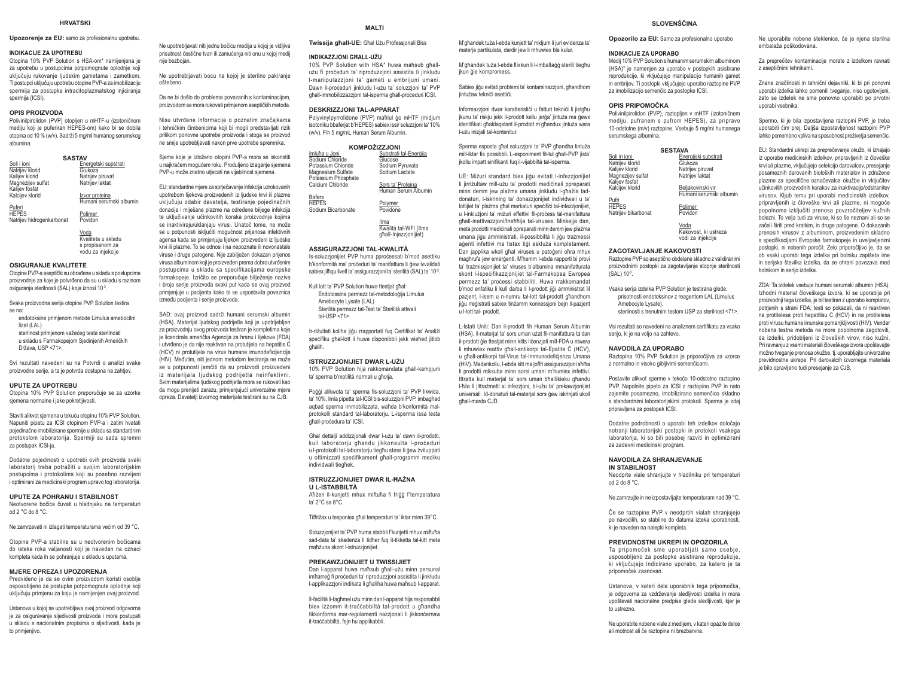## HRVATSKI

**Upozorenje za EU:** samo za profesionalnu upotrebu.

### INDIKACIJE ZA UPOTREBU

Otopina 10% PVP Solution s HSA-om* namijenjena je za upotrebu u postupcima potpomognute oplodnje koji uključuju rukovanje ljudskim gametama i zametkom. Ti postupci uključuju upotrebu otopine PVP-a za imobilizaciju spermija za postupke intracitoplazmatskog injiciranja spermija (ICSI).

### OPIS PROIZVODA

Polivinilpirolidon (PVP) otopljen u mHTF-u (izotoničnom mediju koji je puferiran HEPES-om) kako bi se dobila otopina od 10 % (w/v). Sadrži 5 mg/ml humanog serumskog albumina.

### SASTAV

| | |
|---|---|
| Soli i ioni | Energetski supstrati |
| Natrijev klorid | Glukoza |
| Kalijev klorid | Natrijev piruvat |
| Magnezijev sulfat | Natrijev laktat |
| Kalijev fosfat | |
| Kalcijev klorid | Izvor proteina |
| | Humani serumski albumin |
| Puferi | |
| HEPES | Polimer |
| Natrijev hidrogenkarbonat | Povidon |
| | Voda |
| | Kvaliteta u skladu s propisanom za vodu za injekcije |

### OSIGURANJE KVALITETE

Otopine PVP-a aseptički su obrađene u skladu s postupcima proizvodnje za koje je potvrđeno da su u skladu s razinom osiguranja sterilnosti (SAL) koja iznosi $10^{-3}$.

Svaka proizvodna serija otopine PVP Solution testira se na:

- endotoksine primjenom metode Limulus amebocitni lizat (LAL)
- sterilnost primjenom važećeg testa sterilnosti u skladu s Farmakopejom Sjedinjenih Američkih Država, USP <71>.

Svi rezultati navedeni su na Potvrdi o analizi svake proizvodne serije, a ta je potvrda dostupna na zahtjev.

### UPUTE ZA UPOTREBU

Otopina 10% PVP Solution preporučuje se za uzorke sjemena normalne i jake pokretljivosti.

Staviti alikvot sjemena u tekuću otopinu 10% PVP Solution. Napuniti pipetu za ICSI otopinom PVP-a i zatim hvatati pojedinačne imobilizirane spermije u skladu sa standardnim protokolom laboratorija. Spermiji su sada spremni za postupak ICSI-ja.

Dodatne pojedinosti o upotrebi ovih proizvoda svaki laboratorij treba potražiti u svojim laboratorijskim postupcima i protokolima koji su posebno razvijeni i optimirani za medicinski program upravo tog laboratorija.

### UPUTE ZA POHRANU I STABILNOST

Neotvorene bočice čuvati u hladnjaku na temperaturi od 2 °C do 8 °C.

Ne zamrzavati ni izlagati temperaturama većim od 39 °C.

Otopine PVP-a stabilne su u neotvorenim bočicama do isteka roka valjanosti koji je naveden na oznaci kompleta kada ih se pohranjuje u skladu s uputama.

### MJERE OPREZA I UPOZORENJA

Predviđeno je da se ovim proizvodom koristi osoblje osposobljeno za postupke potpomognute oplodnje koji uključuju primjenu za koju je namijenjen ovaj proizvod.

Ustanova u kojoj se upotrebljava ovaj proizvod odgovorna je za osiguravanje sljedivosti proizvoda i mora postupati u skladu s nacionalnim propisima o sljedivosti, kada je to primjenjivo.

Ne upotrebljavati niti jednu bočicu medija u kojoj je vidljiva prisutnost čestične tvari ili zamućenja niti onu u kojoj mediji nije bezbojan.

Ne upotrebljavati bocu na kojoj je sterilno pakiranje oštećeno.

Da ne bi došlo do problema povezanih s kontaminacijom, proizvodom se mora rukovati primjenom aseptičkih metoda.

Nisu utvrđene informacije o poznatim značajkama i tehničkim čimbenicima koji bi mogli predstavljati rizik prilikom ponovne upotrebe proizvoda i stoga se proizvod ne smije upotrebljavati nakon prve upotrebe spremnika.

Sjeme koje je izloženo otopini PVP-a mora se iskoristiti u najkraćem mogućem roku. Produljeno izlaganje sjemena PVP-u može znatno utjecati na vijabilnost sjemena.

EU: standardne mjere za sprječavanje infekcija uzrokovanih upotrebom lijekova proizvedenih iz ljudske krvi ili plazme uključuju odabir davatelja, testiranje pojedinačnih donacija i miješane plazme na određene biljege infekcija te uključivanje učinkovitih koraka proizvodnje kojima se inaktiviraju/uklanjaju virusi. Unatoč tome, ne može se u potpunosti isključiti mogućnost prijenosa infektivnih agensa kada se primjenjuju lijekovi proizvedeni iz ljudske krvi ili plazme. To se odnosi i na nepoznate ili novonastale viruse i druge patogene. Nije zabilježen dokazan prijenos virusa albuminom koji je proizveden prema dobro utvrđenim postupcima u skladu sa specifikacijama europske farmakopeje. Izričito se preporučuje bilježenje naziva i broja serije proizvoda svaki put kada se ovaj proizvod primjenjuje u pacijenta kako bi se uspostavila poveznica između pacijenta i serije proizvoda.

SAD: ovaj proizvod sadrži humani serumski albumin (HSA). Materijal ljudskog podrijetla koji je upotrijebljen za proizvodnju ovog proizvoda testiran je kompletima koje je licencirala američka Agencija za hranu i lijekove (FDA) i utvrđeno je da nije reaktivan na protutijela na hepatitis C (HCV) ni protutijela na virus humane imunodeficijencije (HIV). Međutim, niti jednom metodom testiranja ne može se u potpunosti jamčiti da su proizvodi proizvedeni iz materijala ljudskog podrijetla neinfektivni. Svim materijalima ljudskog podrijetla mora se rukovati kao da mogu prenijeti zarazu, primjenjujući univerzalne mjere opreza. Davatelji izvornog materijala testirani su na CJB.

## MALTI

**Twissija għall-UE:** Għal Użu Professjonali Biss

### INDIKAZZJONI GĦALL-UŻU

10% PVP Solution with HSA* huwa maħsub għall-użu fi proċeduri ta' riproduzzjoni assistita li jinkludu l-manipulazzjoni ta' gameti u embrijuni umani. Dawn il-proċeduri jinkludu l-użu ta' soluzzjoni ta' PVP għall-immobilizzazzjoni tal-isperma għall-proċeduri ICSI.

### DESKRIZZJONI TAL-APPARAT

Polyvinylpyrrolidone (PVP) maħlul ġo mHTF (midjum isotoniku bbaferjat b'HEPES) sabiex issir soluzzjoni ta' 10% (w/v). Fih 5 mg/mL Human Serum Albumin.

### KOMPOŻIZZJONI

| | |
|---|---|
| Imluħa u Joni | Substrati tal-Enerġija |
| Sodium Chloride | Glucose |
| Potassium Chloride | Sodium Pyruvate |
| Magnesium Sulfate | Sodium Lactate |
| Potassium Phosphate | |
| Calcium Chloride | Sors ta' Proteina |
| | Human Serum Albumin |
| Bafers | |
| HEPES | Polymer |
| Sodium Bicarbonate | Povidone |
| | Ilma |
| | Kwalità tal-WFI (Ilma għall-Injezzjonijiet) |

### ASSIGURAZZJONI TAL-KWALITÀ

Is-soluzzjonijiet PVP huma pproċessati b'mod asettiku b'konformità ma' proċeduri ta' manifattura li ġew ivvalidati sabiex jilħqu livell ta' assigurazzjoni ta' sterilità (SAL) ta' $10^{-3}$.

Kull lott ta' PVP Solution huwa ttestjat għal:

- Endotossina permezz tal-metodoloġija Limulus Amebocyte Lysate (LAL)
- Sterilità permezz tat-Test ta' Sterilità attwali tal-USP <71>

Ir-riżultati kollha jiġu rrapportati fuq Ċertifikat ta' Analiżi speċifiku għal-lott li huwa disponibbli jekk wieħed jitlob għalih.

### ISTRUZZJONIJIET DWAR L-UŻU

10% PVP Solution hija rakkomandata għall-kampjuni ta' sperma b'motilità normali u għolja.

Poġġi alikwota ta' sperma fis-soluzzjoni ta' PVP likwida, ta' 10%. Imla pipetta tal-ICSI bis-soluzzjoni PVP, imbagħad aqbad sperma immobilizzata, waħda b'konformità mal-protokolli standard tal-laboratorju. L-isperma issa lesta għall-proċedura ta' ICSI.

Għal dettalji addizzjonali dwar l-użu ta' dawn il-prodotti, kull laboratorju għandu jikkonsulta l-proċeduri u l-protokolli tal-laboratorju tiegħu stess li ġew żviluppati u ottimizzati speċifikament għall-programm mediku individwali tiegħek.

### ISTRUZZJONIJIET DWAR IL-ĦAŻNA U L-ISTABBILTÀ

Aħżen il-kunjetti mhux miftuħa fi friġġ f'temperatura ta' 2°C sa 8°C.

Tiffriżax u tesponiex għal temperaturi ta' iktar minn 39°C.

Soluzzjonijiet ta' PVP huma stabbli f'kunjetti mhux miftuħa sad-data ta' skadenza li tidher fuq it-tikketta tal-kitt meta maħżuna skont l-istruzzjonijiet.

### PREKAWZJONIJIET U TWISSIJIET

Dan l-apparat huwa maħsub għall-użu minn persunal imħarreġ fi proċeduri ta' riproduzzjoni assistita li jinkludu l-applikazzjoni indikata li għaliha huwa maħsub l-apparat.

Il-faċilità li tagħmel użu minn dan l-apparat hija responsabbli biex iżżomm it-traċċabbiltà tal-prodott u għandha tikkonforma mar-regolamenti nazzjonali li jikkonċernaw it-traċċabbiltà, fejn hu applikabbli.

M'għandek tuża l-ebda kunjett ta' midjum li juri evidenza ta' materja partikulata, dardir jew li mhuwiex bla kulur.

M'għandek tuża l-ebda flixkun li l-imballaġġ sterili tiegħu jkun ġie kompromess.

Sabiex jiġu evitati problemi ta' kontaminazzjoni, għandhom jintużaw tekniċi asettiċi.

Informazzjoni dwar karatteristiċi u fatturi tekniċi li jistgħu jkunu ta' riskju jekk il-prodott kellu jerġa' jintuża ma ġewx identifikati għaldaqstant il-prodott m'għandux jintuża wara l-użu inizjali tal-kontenitur.

Sperma esposta għal soluzzjoni ta' PVP għandha tintuża mill-iktar fis possibbli. L-esponiment fit-tul għall-PVP jista' jkollu impatt sinifikanti fuq il-vijabbiltà tal-isperma.

UE: Miżuri standard biex jiġu evitati l-infezzjonijiet li jirriżultaw mill-użu ta' prodotti mediċinali ppreparati minn demm jew plażma umana jinkludu l-għażla tad-donaturi, l-iskrining ta' donazzjonijiet individwali u ta' lottijiet ta' plażma għal markaturi speċifiċi tal-infezzjonijiet, u l-inklużjoni ta' miżuri effettivi fil-proċess tal-manifattura għall-inattivazzjoni/tneħħija tal-viruses. Minkejja dan, meta prodotti mediċinali ppreparati minn demm jew plażma umana jiġu amministrati, il-possibbiltà li jiġu trażmessi aġenti infettivi ma tistax tiġi eskluża kompletament. Dan japplika wkoll għal viruses u patoġeni oħra mhux magħrufa jew emerġenti. M'hemm l-ebda rapporti bi provi ta' trażmissjonijiet ta' viruses b'albumina mmanifatturata skont l-ispeċifikazzjonijiet tal-Farmakopea Ewropea permezz ta' proċessi stabbiliti. Huwa rrakkomandat b'mod enfatiku li kull darba li l-prodott jiġi amministrat lil pazjent, l-isem u n-numru tal-lott tal-prodott għandhom jiġu reġistrati sabiex tinżamm konnessjoni bejn il-pazjent u l-lott tal- prodott.

L-Istati Uniti: Dan il-prodott fih Human Serum Albumin (HSA). Il-materjal ta' sors uman użat fil-manifattura ta'dan il-prodott ġie ttestjat minn kitts liċenzjati mill-FDA u nstema li mhuwiex reattiv għall-antikorpi tal-Epatite C (HCV), u għall-antikorpi tal-Virus tal-Immunodefiċjenza Umana (HIV). Madankollu, l-ebda kitt ma joffri assigurazzjoni sħiħa li prodotti miksuba minn sorsi umani m'humiex infettivi. Ittratta kull materjal ta' sors uman bħallikieku għandu l-ħila li jittrażmetti xi infezzjoni, bl-użu ta' prekawzjonijiet universali. Id-donaturi tal-materjal sors ġew iskrinjati ukoll għall-marda CJD.

## SLOVENŠČINA

**Opozorilo za EU:** Samo za profesionalno uporabo

### INDIKACIJE ZA UPORABO

Medij 10% PVP Solution s humanim serumskim albuminom (HSA)* je namenjen za uporabo v postopkih asistirane reprodukcije, ki vključujejo manipulacijo humanih gamet in embrijev. Ti postopki vključujejo uporabo raztopine PVP za imobilizacijo semenčic za postopke ICSI.

### OPIS PRIPOMOČKA

Polivinilpirolidon (PVP), raztopljen v mHTF (izotoničnem mediju, pufranem s pufrom HEPES), za pripravo 10-odstotne (m/v) raztopine. Vsebuje 5 mg/ml humanega serumskega albumina.

### SESTAVA

| | |
|---|---|
| Soli in ioni | Energijski substrati |
| Natrijev klorid | Glukoza |
| Kalijev klorid | Natrijev piruvat |
| Magnezijev sulfat | Natrijev laktat |
| Kalijev fosfat | |
| Kalcijev klorid | Beljakovinski vir |
| | Humani serumski albumin |
| Pufri | |
| HEPES | Polimer |
| Natrijev bikarbonat | Povidon |
| | Voda |
| | Kakovost, ki ustreza vodi za injekcije |

### ZAGOTAVLJANJE KAKOVOSTI

Raztopine PVP so aseptično obdelane skladno z validiranimi proizvodnimi postopki za zagotavljanje stopnje sterilnosti (SAL) $10^{-3}$.

Vsaka serija izdelka PVP Solution je testirana glede:

- prisotnosti endotoksinov z reagentom LAL (Limulus Amebocyte Lysate),
- sterilnosti s trenutnim testom USP za sterilnost <71>.

Vsi rezultati so navedeni na analiznem certifikatu za vsako serijo, ki je na voljo na zahtevo.

### NAVODILA ZA UPORABO

Raztopina 10% PVP Solution je priporočljiva za vzorce z normalno in visoko gibljivimi semenčicami.

Postavite alikvot sperme v tekočo 10-odstotno raztopino PVP. Napolnite pipeto za ICSI z raztopino PVP in nato zajemite posamezno, imobilizirano semenčico skladno s standardnimi laboratorijskimi protokoli. Sperma je zdaj pripravljena za postopek ICSI.

Dodatne podrobnosti o uporabi teh izdelkov določajo notranji laboratorijski postopki in protokoli vsakega laboratorija, ki so bili posebej razviti in optimizirani za zadevni medicinski program.

### NAVODILA ZA SHRANJEVANJE IN STABILNOST

Neodprte viale shranjujte v hladilniku pri temperaturi od 2 do 8 °C.

Ne zamrzujte in ne izpostavljajte temperaturam nad 39 °C.

Če se raztopine PVP v neodprtih vialah shranjujejo po navodilih, so stabilne do datuma izteka uporabnosti, ki je naveden na nalepki kompleta.

### PREVIDNOSTNI UKREPI IN OPOZORILA

Ta pripomoček sme uporabljati samo osebje, usposobljeno za postopke asistirane reprodukcije, ki vključujejo indicirano uporabo, za katero je ta pripomoček zasnovan.

Ustanova, v kateri dela uporabnik tega pripomočka, je odgovorna za vzdrževanje sledljivosti izdelka in mora upoštevati nacionalne predpise glede sledljivosti, kjer je to ustrezno.

Ne uporabite nobene viale z medijem, v kateri opazite delce ali motnost ali če raztopina ni brezbarvna.

Ne uporabite nobene steklenice, če je njena sterilna embalaža poškodovana.

Za preprečitev kontaminacije morate z izdelkom ravnati z aseptičnimi tehnikami.

Znane značilnosti in tehnični dejavniki, ki bi pri ponovni uporabi izdelka lahko pomenili tveganje, niso ugotovljeni, zato se izdelek ne sme ponovno uporabiti po prvotni uporabi vsebnika.

Spermo, ki je bila izpostavljena raztopini PVP, je treba uporabiti čim prej. Daljša izpostavljenost raztopini PVP lahko pomembno vpliva na sposobnost preživetja semenčic.

EU: Standardni ukrepi za preprečevanje okužb, ki izhajajo iz uporabe medicinskih izdelkov, pripravljenih iz človeške krvi ali plazme, vključujejo selekcijo darovalcev, presejanje posameznih darovanih bioloških materialov in združene plazme za specifične označevalce okužbe in vključitev učinkovitih proizvodnih korakov za inaktivacijo/odstranitev virusov. Kljub temu pri uporabi medicinskih izdelkov, pripravljenih iz človeške krvi ali plazme, ni mogoče popolnoma izključiti prenosa povzročiteljev kužnih bolezni. To velja tudi za viruse, ki so še neznani ali so se začeli širiti pred kratkim, in druge patogene. O dokazanih prenosih virusov z albuminom, proizvedenim skladno s specifikacijami Evropske farmakopeje in uveljavljenimi postopki, ni nobenih poročil. Zelo priporočljivo je, da se ob vsaki uporabi tega izdelka pri bolniku zapišeta ime in serijska številka izdelka, da se ohrani povezava med bolnikom in serijo izdelka.

ZDA: Ta izdelek vsebuje humani serumski albumin (HSA). Izhodni material človeškega izvora, ki se uporablja pri proizvodnji tega izdelka, je bil testiran z uporabo kompletov, potrjenih s strani FDA; testi so pokazali, da ni reaktiven na protitelesa proti hepatitisu C (HCV) in na protitelesa proti virusu humane imunske pomanjkljivosti (HIV). Vendar nobena testna metoda ne more popolnoma zagotoviti, da izdelki, pridobljeni iz človeških virov, niso kužni. Pri ravnanju z vsemi materiali človeškega izvora upoštevajte možno tveganje prenosa okužbe, tj. uporabljajte univerzalne previdnostne ukrepe. Pri darovalcih izvornega materiala je bilo opravljeno tudi presejanje za CJB.